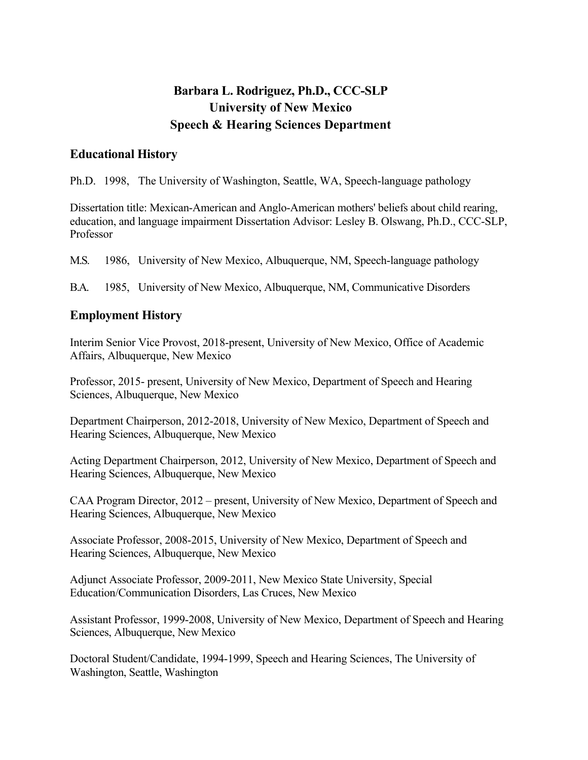# Barbara L. Rodriguez, Ph.D., CCC-SLP
# University of New Mexico
# Speech & Hearing Sciences Department

## Educational History

Ph.D. 1998, The University of Washington, Seattle, WA, Speech-language pathology

Dissertation title: Mexican-American and Anglo-American mothers' beliefs about child rearing, education, and language impairment Dissertation Advisor: Lesley B. Olswang, Ph.D., CCC-SLP, Professor

M.S. 1986, University of New Mexico, Albuquerque, NM, Speech-language pathology

B.A. 1985, University of New Mexico, Albuquerque, NM, Communicative Disorders

## Employment History

Interim Senior Vice Provost, 2018-present, University of New Mexico, Office of Academic Affairs, Albuquerque, New Mexico

Professor, 2015- present, University of New Mexico, Department of Speech and Hearing Sciences, Albuquerque, New Mexico

Department Chairperson, 2012-2018, University of New Mexico, Department of Speech and Hearing Sciences, Albuquerque, New Mexico

Acting Department Chairperson, 2012, University of New Mexico, Department of Speech and Hearing Sciences, Albuquerque, New Mexico

CAA Program Director, 2012 – present, University of New Mexico, Department of Speech and Hearing Sciences, Albuquerque, New Mexico

Associate Professor, 2008-2015, University of New Mexico, Department of Speech and Hearing Sciences, Albuquerque, New Mexico

Adjunct Associate Professor, 2009-2011, New Mexico State University, Special Education/Communication Disorders, Las Cruces, New Mexico

Assistant Professor, 1999-2008, University of New Mexico, Department of Speech and Hearing Sciences, Albuquerque, New Mexico

Doctoral Student/Candidate, 1994-1999, Speech and Hearing Sciences, The University of Washington, Seattle, Washington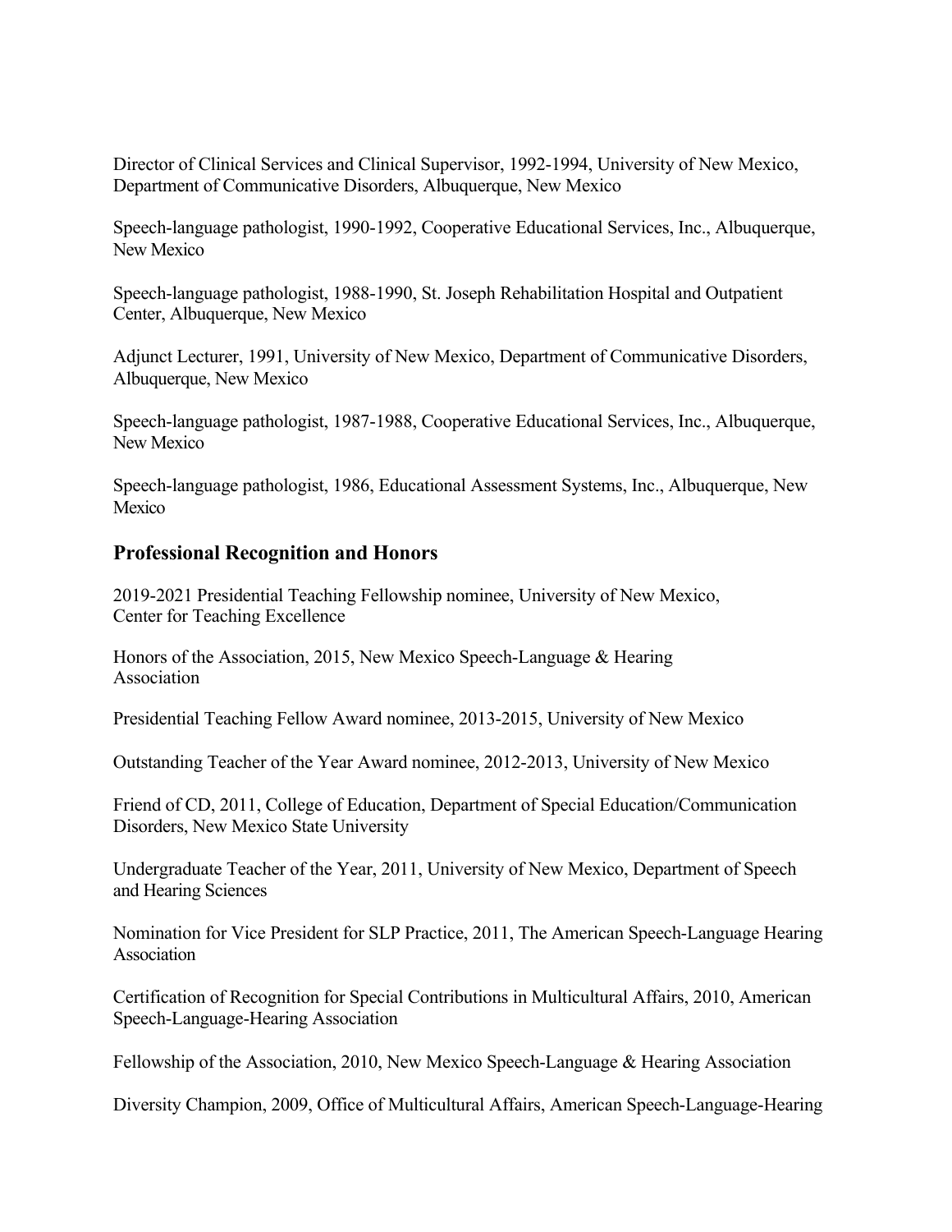Director of Clinical Services and Clinical Supervisor, 1992-1994, University of New Mexico, Department of Communicative Disorders, Albuquerque, New Mexico

Speech-language pathologist, 1990-1992, Cooperative Educational Services, Inc., Albuquerque, New Mexico

Speech-language pathologist, 1988-1990, St. Joseph Rehabilitation Hospital and Outpatient Center, Albuquerque, New Mexico

Adjunct Lecturer, 1991, University of New Mexico, Department of Communicative Disorders, Albuquerque, New Mexico

Speech-language pathologist, 1987-1988, Cooperative Educational Services, Inc., Albuquerque, New Mexico

Speech-language pathologist, 1986, Educational Assessment Systems, Inc., Albuquerque, New Mexico

## Professional Recognition and Honors

2019-2021 Presidential Teaching Fellowship nominee, University of New Mexico, Center for Teaching Excellence

Honors of the Association, 2015, New Mexico Speech-Language & Hearing Association

Presidential Teaching Fellow Award nominee, 2013-2015, University of New Mexico

Outstanding Teacher of the Year Award nominee, 2012-2013, University of New Mexico

Friend of CD, 2011, College of Education, Department of Special Education/Communication Disorders, New Mexico State University

Undergraduate Teacher of the Year, 2011, University of New Mexico, Department of Speech and Hearing Sciences

Nomination for Vice President for SLP Practice, 2011, The American Speech-Language Hearing Association

Certification of Recognition for Special Contributions in Multicultural Affairs, 2010, American Speech-Language-Hearing Association

Fellowship of the Association, 2010, New Mexico Speech-Language & Hearing Association

Diversity Champion, 2009, Office of Multicultural Affairs, American Speech-Language-Hearing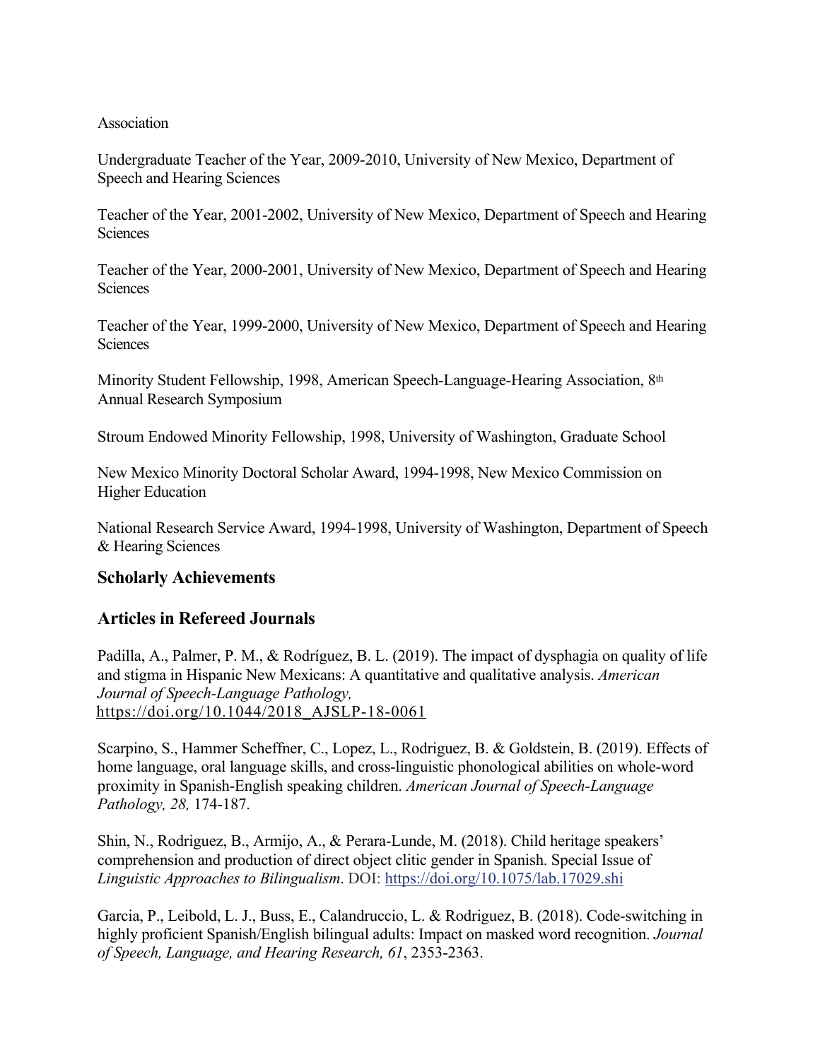Association

Undergraduate Teacher of the Year, 2009-2010, University of New Mexico, Department of Speech and Hearing Sciences

Teacher of the Year, 2001-2002, University of New Mexico, Department of Speech and Hearing Sciences

Teacher of the Year, 2000-2001, University of New Mexico, Department of Speech and Hearing Sciences

Teacher of the Year, 1999-2000, University of New Mexico, Department of Speech and Hearing Sciences

Minority Student Fellowship, 1998, American Speech-Language-Hearing Association, 8th Annual Research Symposium

Stroum Endowed Minority Fellowship, 1998, University of Washington, Graduate School

New Mexico Minority Doctoral Scholar Award, 1994-1998, New Mexico Commission on Higher Education

National Research Service Award, 1994-1998, University of Washington, Department of Speech & Hearing Sciences

## Scholarly Achievements

## Articles in Refereed Journals

Padilla, A., Palmer, P. M., & Rodríguez, B. L. (2019). The impact of dysphagia on quality of life and stigma in Hispanic New Mexicans: A quantitative and qualitative analysis. *American Journal of Speech-Language Pathology,* https://doi.org/10.1044/2018_AJSLP-18-0061

Scarpino, S., Hammer Scheffner, C., Lopez, L., Rodriguez, B. & Goldstein, B. (2019). Effects of home language, oral language skills, and cross-linguistic phonological abilities on whole-word proximity in Spanish-English speaking children. *American Journal of Speech-Language Pathology, 28,* 174-187.

Shin, N., Rodriguez, B., Armijo, A., & Perara-Lunde, M. (2018). Child heritage speakers' comprehension and production of direct object clitic gender in Spanish. Special Issue of *Linguistic Approaches to Bilingualism*. DOI: https://doi.org/10.1075/lab.17029.shi

Garcia, P., Leibold, L. J., Buss, E., Calandruccio, L. & Rodriguez, B. (2018). Code-switching in highly proficient Spanish/English bilingual adults: Impact on masked word recognition. *Journal of Speech, Language, and Hearing Research, 61*, 2353-2363.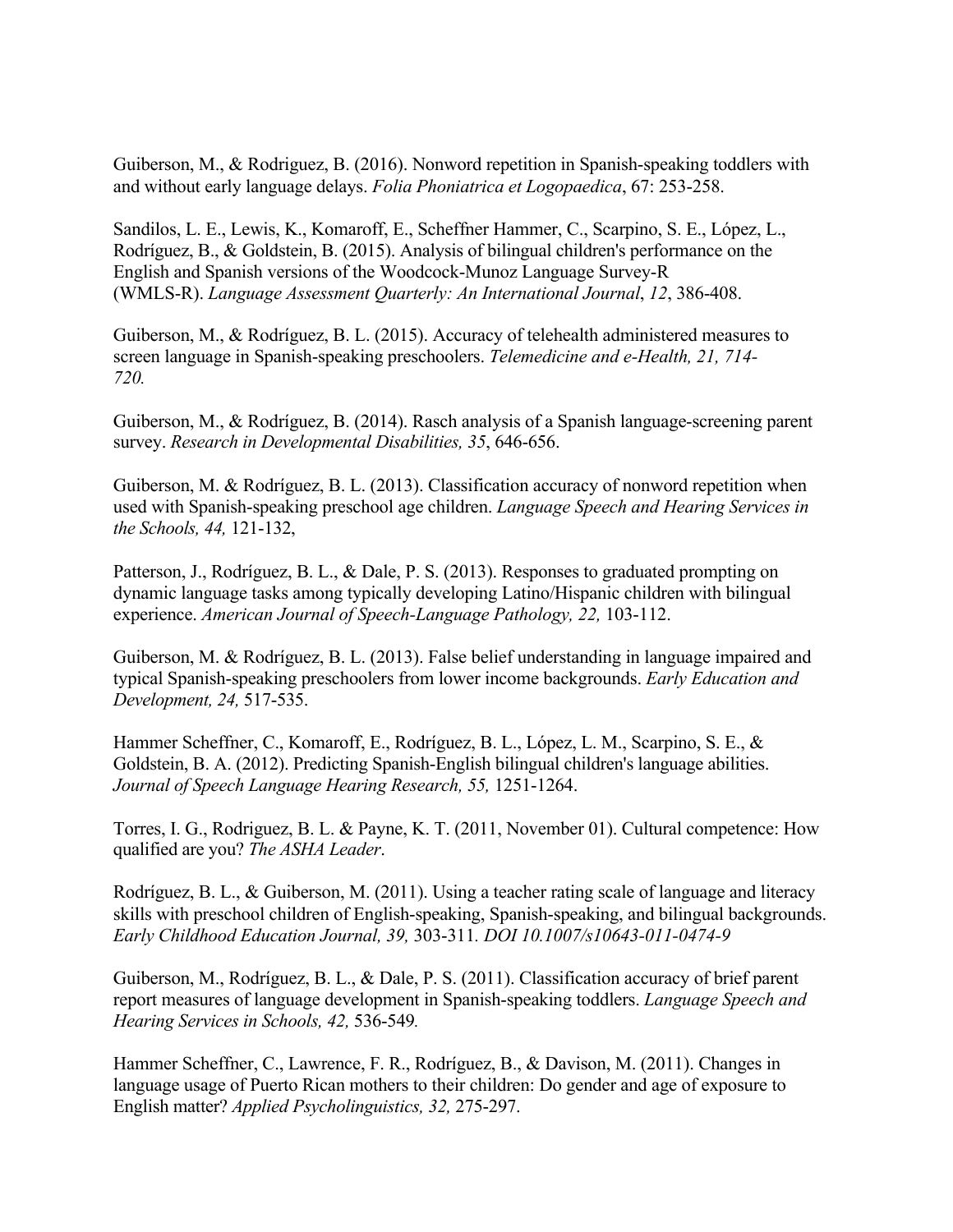Guiberson, M., & Rodriguez, B. (2016). Nonword repetition in Spanish-speaking toddlers with and without early language delays. *Folia Phoniatrica et Logopaedica*, 67: 253-258.

Sandilos, L. E., Lewis, K., Komaroff, E., Scheffner Hammer, C., Scarpino, S. E., López, L., Rodríguez, B., & Goldstein, B. (2015). Analysis of bilingual children's performance on the English and Spanish versions of the Woodcock-Munoz Language Survey-R (WMLS-R). *Language Assessment Quarterly: An International Journal*, *12*, 386-408.

Guiberson, M., & Rodríguez, B. L. (2015). Accuracy of telehealth administered measures to screen language in Spanish-speaking preschoolers. *Telemedicine and e-Health, 21, 714-720.*

Guiberson, M., & Rodríguez, B. (2014). Rasch analysis of a Spanish language-screening parent survey. *Research in Developmental Disabilities, 35*, 646-656.

Guiberson, M. & Rodríguez, B. L. (2013). Classification accuracy of nonword repetition when used with Spanish-speaking preschool age children. *Language Speech and Hearing Services in the Schools, 44,* 121-132,

Patterson, J., Rodríguez, B. L., & Dale, P. S. (2013). Responses to graduated prompting on dynamic language tasks among typically developing Latino/Hispanic children with bilingual experience. *American Journal of Speech-Language Pathology, 22,* 103-112.

Guiberson, M. & Rodríguez, B. L. (2013). False belief understanding in language impaired and typical Spanish-speaking preschoolers from lower income backgrounds. *Early Education and Development, 24,* 517-535.

Hammer Scheffner, C., Komaroff, E., Rodríguez, B. L., López, L. M., Scarpino, S. E., & Goldstein, B. A. (2012). Predicting Spanish-English bilingual children's language abilities. *Journal of Speech Language Hearing Research, 55,* 1251-1264.

Torres, I. G., Rodriguez, B. L. & Payne, K. T. (2011, November 01). Cultural competence: How qualified are you? *The ASHA Leader*.

Rodríguez, B. L., & Guiberson, M. (2011). Using a teacher rating scale of language and literacy skills with preschool children of English-speaking, Spanish-speaking, and bilingual backgrounds. *Early Childhood Education Journal, 39,* 303-311. *DOI 10.1007/s10643-011-0474-9*

Guiberson, M., Rodríguez, B. L., & Dale, P. S. (2011). Classification accuracy of brief parent report measures of language development in Spanish-speaking toddlers. *Language Speech and Hearing Services in Schools, 42,* 536-549*.*

Hammer Scheffner, C., Lawrence, F. R., Rodríguez, B., & Davison, M. (2011). Changes in language usage of Puerto Rican mothers to their children: Do gender and age of exposure to English matter? *Applied Psycholinguistics, 32,* 275-297.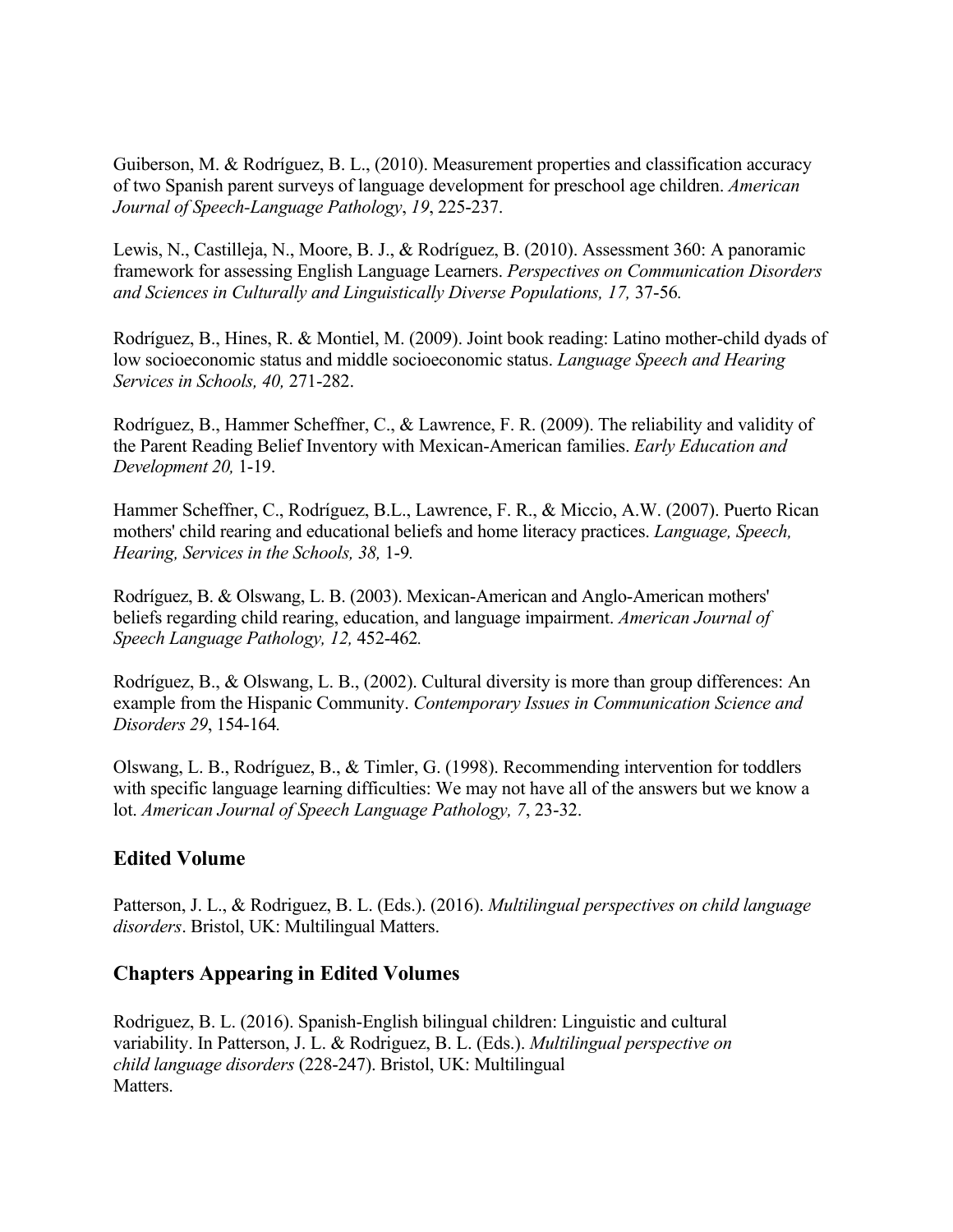Guiberson, M. & Rodríguez, B. L., (2010). Measurement properties and classification accuracy of two Spanish parent surveys of language development for preschool age children. *American Journal of Speech-Language Pathology*, *19*, 225-237.

Lewis, N., Castilleja, N., Moore, B. J., & Rodríguez, B. (2010). Assessment 360: A panoramic framework for assessing English Language Learners. *Perspectives on Communication Disorders and Sciences in Culturally and Linguistically Diverse Populations, 17,* 37-56*.*

Rodríguez, B., Hines, R. & Montiel, M. (2009). Joint book reading: Latino mother-child dyads of low socioeconomic status and middle socioeconomic status. *Language Speech and Hearing Services in Schools, 40,* 271-282.

Rodríguez, B., Hammer Scheffner, C., & Lawrence, F. R. (2009). The reliability and validity of the Parent Reading Belief Inventory with Mexican-American families. *Early Education and Development 20,* 1-19.

Hammer Scheffner, C., Rodríguez, B.L., Lawrence, F. R., & Miccio, A.W. (2007). Puerto Rican mothers' child rearing and educational beliefs and home literacy practices. *Language, Speech, Hearing, Services in the Schools, 38,* 1-9*.*

Rodríguez, B. & Olswang, L. B. (2003). Mexican-American and Anglo-American mothers' beliefs regarding child rearing, education, and language impairment. *American Journal of Speech Language Pathology, 12,* 452-462*.*

Rodríguez, B., & Olswang, L. B., (2002). Cultural diversity is more than group differences: An example from the Hispanic Community. *Contemporary Issues in Communication Science and Disorders 29*, 154-164*.*

Olswang, L. B., Rodríguez, B., & Timler, G. (1998). Recommending intervention for toddlers with specific language learning difficulties: We may not have all of the answers but we know a lot. *American Journal of Speech Language Pathology, 7*, 23-32.

## Edited Volume

Patterson, J. L., & Rodriguez, B. L. (Eds.). (2016). *Multilingual perspectives on child language disorders*. Bristol, UK: Multilingual Matters.

## Chapters Appearing in Edited Volumes

Rodriguez, B. L. (2016). Spanish-English bilingual children: Linguistic and cultural variability. In Patterson, J. L. & Rodriguez, B. L. (Eds.). *Multilingual perspective on child language disorders* (228-247). Bristol, UK: Multilingual Matters.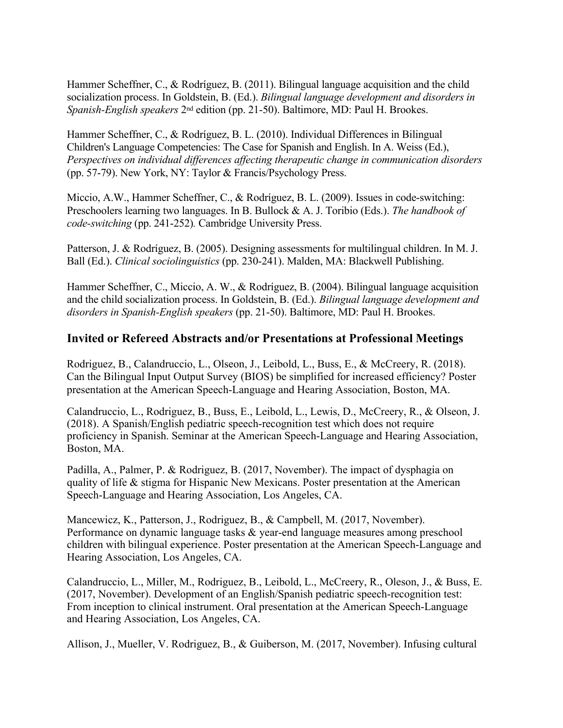Hammer Scheffner, C., & Rodríguez, B. (2011). Bilingual language acquisition and the child socialization process. In Goldstein, B. (Ed.). *Bilingual language development and disorders in Spanish-English speakers* 2nd edition (pp. 21-50). Baltimore, MD: Paul H. Brookes.

Hammer Scheffner, C., & Rodríguez, B. L. (2010). Individual Differences in Bilingual Children's Language Competencies: The Case for Spanish and English. In A. Weiss (Ed.), *Perspectives on individual differences affecting therapeutic change in communication disorders* (pp. 57-79). New York, NY: Taylor & Francis/Psychology Press.

Miccio, A.W., Hammer Scheffner, C., & Rodríguez, B. L. (2009). Issues in code-switching: Preschoolers learning two languages. In B. Bullock & A. J. Toribio (Eds.). *The handbook of code-switching* (pp. 241-252). Cambridge University Press.

Patterson, J. & Rodríguez, B. (2005). Designing assessments for multilingual children. In M. J. Ball (Ed.). *Clinical sociolinguistics* (pp. 230-241). Malden, MA: Blackwell Publishing.

Hammer Scheffner, C., Miccio, A. W., & Rodríguez, B. (2004). Bilingual language acquisition and the child socialization process. In Goldstein, B. (Ed.). *Bilingual language development and disorders in Spanish-English speakers* (pp. 21-50). Baltimore, MD: Paul H. Brookes.

## Invited or Refereed Abstracts and/or Presentations at Professional Meetings

Rodriguez, B., Calandruccio, L., Olseon, J., Leibold, L., Buss, E., & McCreery, R. (2018). Can the Bilingual Input Output Survey (BIOS) be simplified for increased efficiency? Poster presentation at the American Speech-Language and Hearing Association, Boston, MA.

Calandruccio, L., Rodriguez, B., Buss, E., Leibold, L., Lewis, D., McCreery, R., & Olseon, J. (2018). A Spanish/English pediatric speech-recognition test which does not require proficiency in Spanish. Seminar at the American Speech-Language and Hearing Association, Boston, MA.

Padilla, A., Palmer, P. & Rodriguez, B. (2017, November). The impact of dysphagia on quality of life & stigma for Hispanic New Mexicans. Poster presentation at the American Speech-Language and Hearing Association, Los Angeles, CA.

Mancewicz, K., Patterson, J., Rodriguez, B., & Campbell, M. (2017, November). Performance on dynamic language tasks & year-end language measures among preschool children with bilingual experience. Poster presentation at the American Speech-Language and Hearing Association, Los Angeles, CA.

Calandruccio, L., Miller, M., Rodriguez, B., Leibold, L., McCreery, R., Oleson, J., & Buss, E. (2017, November). Development of an English/Spanish pediatric speech-recognition test: From inception to clinical instrument. Oral presentation at the American Speech-Language and Hearing Association, Los Angeles, CA.

Allison, J., Mueller, V. Rodriguez, B., & Guiberson, M. (2017, November). Infusing cultural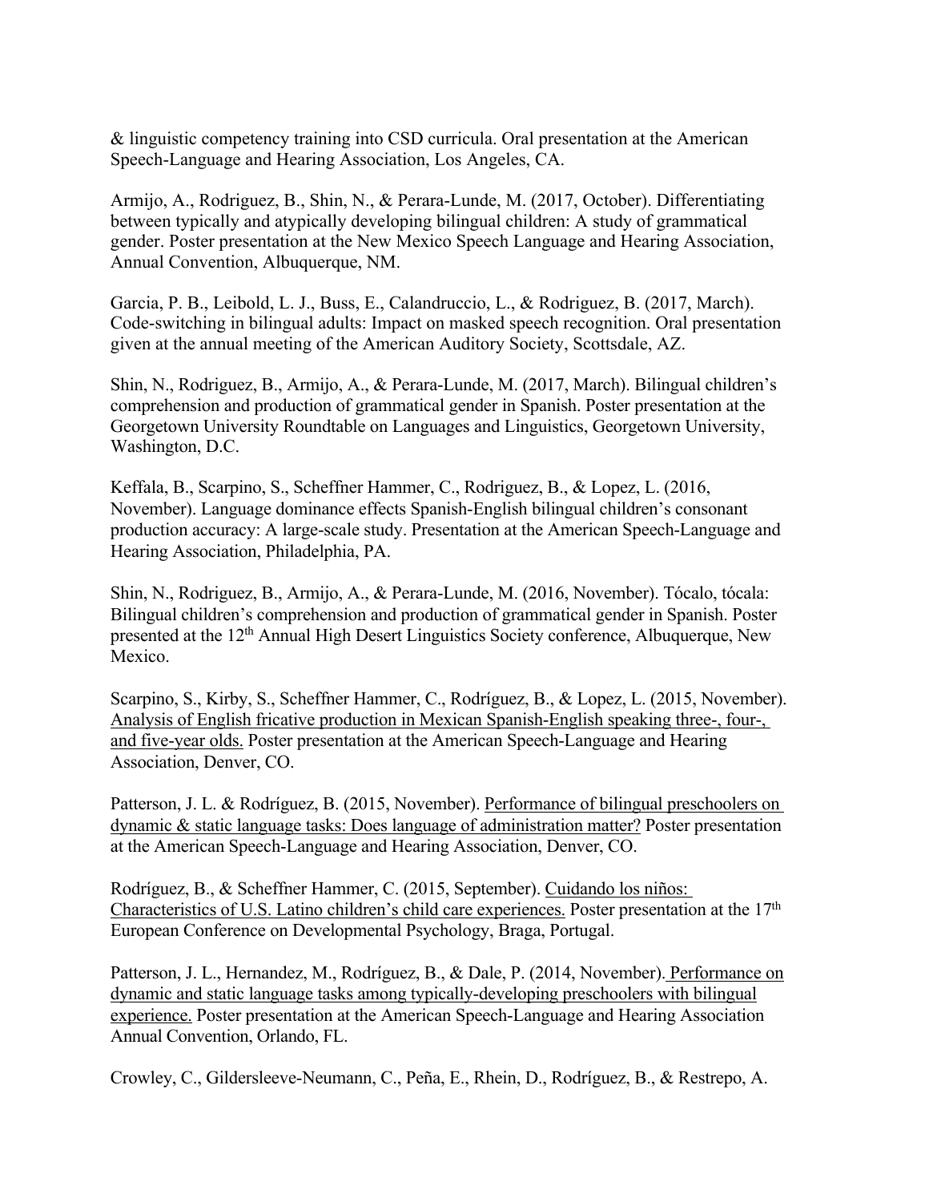& linguistic competency training into CSD curricula. Oral presentation at the American Speech-Language and Hearing Association, Los Angeles, CA.

Armijo, A., Rodriguez, B., Shin, N., & Perara-Lunde, M. (2017, October). Differentiating between typically and atypically developing bilingual children: A study of grammatical gender. Poster presentation at the New Mexico Speech Language and Hearing Association, Annual Convention, Albuquerque, NM.

Garcia, P. B., Leibold, L. J., Buss, E., Calandruccio, L., & Rodriguez, B. (2017, March). Code-switching in bilingual adults: Impact on masked speech recognition. Oral presentation given at the annual meeting of the American Auditory Society, Scottsdale, AZ.

Shin, N., Rodriguez, B., Armijo, A., & Perara-Lunde, M. (2017, March). Bilingual children's comprehension and production of grammatical gender in Spanish. Poster presentation at the Georgetown University Roundtable on Languages and Linguistics, Georgetown University, Washington, D.C.

Keffala, B., Scarpino, S., Scheffner Hammer, C., Rodriguez, B., & Lopez, L. (2016, November). Language dominance effects Spanish-English bilingual children's consonant production accuracy: A large-scale study. Presentation at the American Speech-Language and Hearing Association, Philadelphia, PA.

Shin, N., Rodriguez, B., Armijo, A., & Perara-Lunde, M. (2016, November). Tócalo, tócala: Bilingual children's comprehension and production of grammatical gender in Spanish. Poster presented at the 12th Annual High Desert Linguistics Society conference, Albuquerque, New Mexico.

Scarpino, S., Kirby, S., Scheffner Hammer, C., Rodríguez, B., & Lopez, L. (2015, November). <u>Analysis of English fricative production in Mexican Spanish-English speaking three-, four-, and five-year olds.</u> Poster presentation at the American Speech-Language and Hearing Association, Denver, CO.

Patterson, J. L. & Rodríguez, B. (2015, November). <u>Performance of bilingual preschoolers on dynamic & static language tasks: Does language of administration matter?</u> Poster presentation at the American Speech-Language and Hearing Association, Denver, CO.

Rodríguez, B., & Scheffner Hammer, C. (2015, September). <u>Cuidando los niños: Characteristics of U.S. Latino children's child care experiences.</u> Poster presentation at the 17th European Conference on Developmental Psychology, Braga, Portugal.

Patterson, J. L., Hernandez, M., Rodríguez, B., & Dale, P. (2014, November). <u>Performance on dynamic and static language tasks among typically-developing preschoolers with bilingual experience.</u> Poster presentation at the American Speech-Language and Hearing Association Annual Convention, Orlando, FL.

Crowley, C., Gildersleeve-Neumann, C., Peña, E., Rhein, D., Rodríguez, B., & Restrepo, A.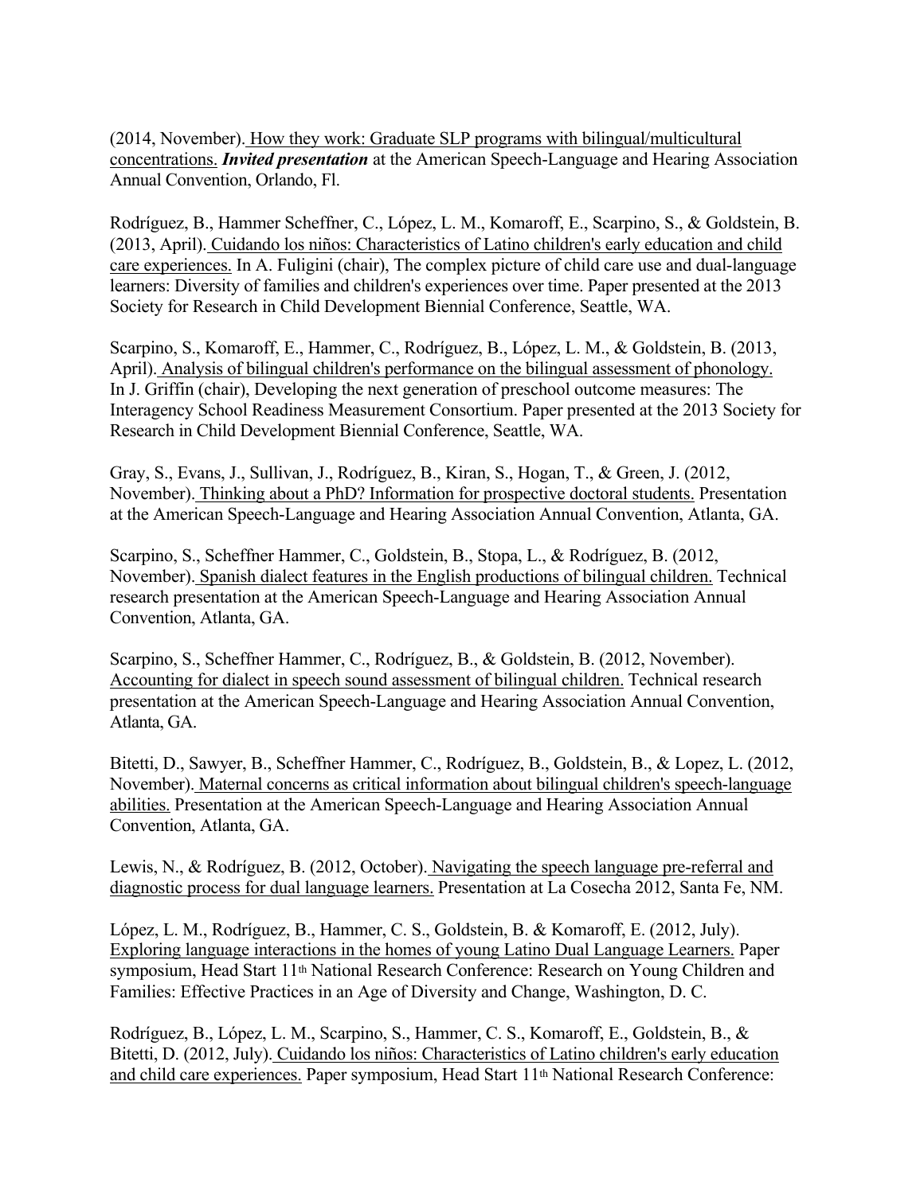(2014, November). How they work: Graduate SLP programs with bilingual/multicultural concentrations. ***Invited presentation*** at the American Speech-Language and Hearing Association Annual Convention, Orlando, Fl.

Rodríguez, B., Hammer Scheffner, C., López, L. M., Komaroff, E., Scarpino, S., & Goldstein, B. (2013, April). Cuidando los niños: Characteristics of Latino children's early education and child care experiences. In A. Fuligini (chair), The complex picture of child care use and dual-language learners: Diversity of families and children's experiences over time. Paper presented at the 2013 Society for Research in Child Development Biennial Conference, Seattle, WA.

Scarpino, S., Komaroff, E., Hammer, C., Rodríguez, B., López, L. M., & Goldstein, B. (2013, April). Analysis of bilingual children's performance on the bilingual assessment of phonology. In J. Griffin (chair), Developing the next generation of preschool outcome measures: The Interagency School Readiness Measurement Consortium. Paper presented at the 2013 Society for Research in Child Development Biennial Conference, Seattle, WA.

Gray, S., Evans, J., Sullivan, J., Rodríguez, B., Kiran, S., Hogan, T., & Green, J. (2012, November). Thinking about a PhD? Information for prospective doctoral students. Presentation at the American Speech-Language and Hearing Association Annual Convention, Atlanta, GA.

Scarpino, S., Scheffner Hammer, C., Goldstein, B., Stopa, L., & Rodríguez, B. (2012, November). Spanish dialect features in the English productions of bilingual children. Technical research presentation at the American Speech-Language and Hearing Association Annual Convention, Atlanta, GA.

Scarpino, S., Scheffner Hammer, C., Rodríguez, B., & Goldstein, B. (2012, November). Accounting for dialect in speech sound assessment of bilingual children. Technical research presentation at the American Speech-Language and Hearing Association Annual Convention, Atlanta, GA.

Bitetti, D., Sawyer, B., Scheffner Hammer, C., Rodríguez, B., Goldstein, B., & Lopez, L. (2012, November). Maternal concerns as critical information about bilingual children's speech-language abilities. Presentation at the American Speech-Language and Hearing Association Annual Convention, Atlanta, GA.

Lewis, N., & Rodríguez, B. (2012, October). Navigating the speech language pre-referral and diagnostic process for dual language learners. Presentation at La Cosecha 2012, Santa Fe, NM.

López, L. M., Rodríguez, B., Hammer, C. S., Goldstein, B. & Komaroff, E. (2012, July). Exploring language interactions in the homes of young Latino Dual Language Learners. Paper symposium, Head Start 11th National Research Conference: Research on Young Children and Families: Effective Practices in an Age of Diversity and Change, Washington, D. C.

Rodríguez, B., López, L. M., Scarpino, S., Hammer, C. S., Komaroff, E., Goldstein, B., & Bitetti, D. (2012, July). Cuidando los niños: Characteristics of Latino children's early education and child care experiences. Paper symposium, Head Start 11th National Research Conference: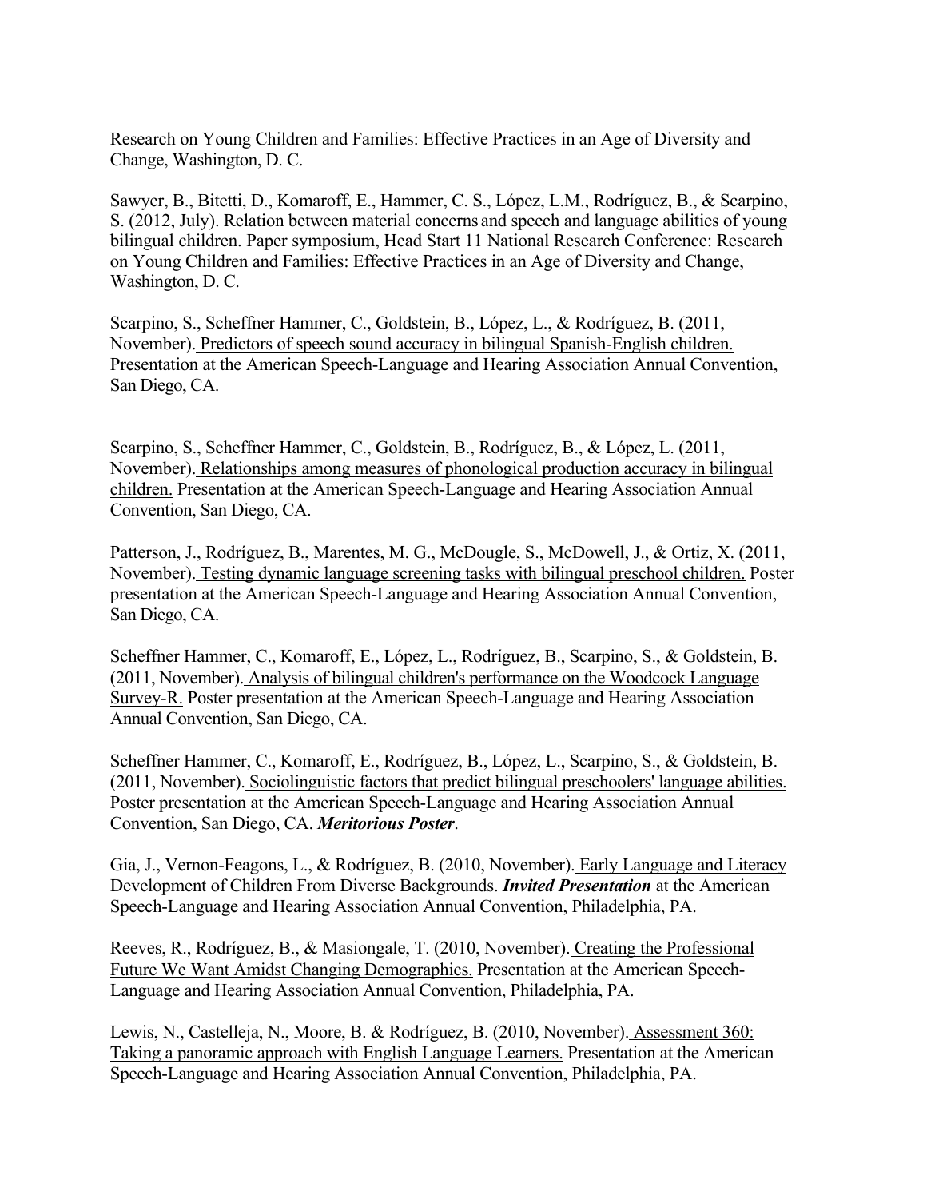Research on Young Children and Families: Effective Practices in an Age of Diversity and Change, Washington, D. C.

Sawyer, B., Bitetti, D., Komaroff, E., Hammer, C. S., López, L.M., Rodríguez, B., & Scarpino, S. (2012, July). Relation between material concerns and speech and language abilities of young bilingual children. Paper symposium, Head Start 11 National Research Conference: Research on Young Children and Families: Effective Practices in an Age of Diversity and Change, Washington, D. C.

Scarpino, S., Scheffner Hammer, C., Goldstein, B., López, L., & Rodríguez, B. (2011, November). Predictors of speech sound accuracy in bilingual Spanish-English children. Presentation at the American Speech-Language and Hearing Association Annual Convention, San Diego, CA.

Scarpino, S., Scheffner Hammer, C., Goldstein, B., Rodríguez, B., & López, L. (2011, November). Relationships among measures of phonological production accuracy in bilingual children. Presentation at the American Speech-Language and Hearing Association Annual Convention, San Diego, CA.

Patterson, J., Rodríguez, B., Marentes, M. G., McDougle, S., McDowell, J., & Ortiz, X. (2011, November). Testing dynamic language screening tasks with bilingual preschool children. Poster presentation at the American Speech-Language and Hearing Association Annual Convention, San Diego, CA.

Scheffner Hammer, C., Komaroff, E., López, L., Rodríguez, B., Scarpino, S., & Goldstein, B. (2011, November). Analysis of bilingual children's performance on the Woodcock Language Survey-R. Poster presentation at the American Speech-Language and Hearing Association Annual Convention, San Diego, CA.

Scheffner Hammer, C., Komaroff, E., Rodríguez, B., López, L., Scarpino, S., & Goldstein, B. (2011, November). Sociolinguistic factors that predict bilingual preschoolers' language abilities. Poster presentation at the American Speech-Language and Hearing Association Annual Convention, San Diego, CA. ***Meritorious Poster***.

Gia, J., Vernon-Feagons, L., & Rodríguez, B. (2010, November). Early Language and Literacy Development of Children From Diverse Backgrounds. ***Invited Presentation*** at the American Speech-Language and Hearing Association Annual Convention, Philadelphia, PA.

Reeves, R., Rodríguez, B., & Masiongale, T. (2010, November). Creating the Professional Future We Want Amidst Changing Demographics. Presentation at the American Speech-Language and Hearing Association Annual Convention, Philadelphia, PA.

Lewis, N., Castelleja, N., Moore, B. & Rodríguez, B. (2010, November). Assessment 360: Taking a panoramic approach with English Language Learners. Presentation at the American Speech-Language and Hearing Association Annual Convention, Philadelphia, PA.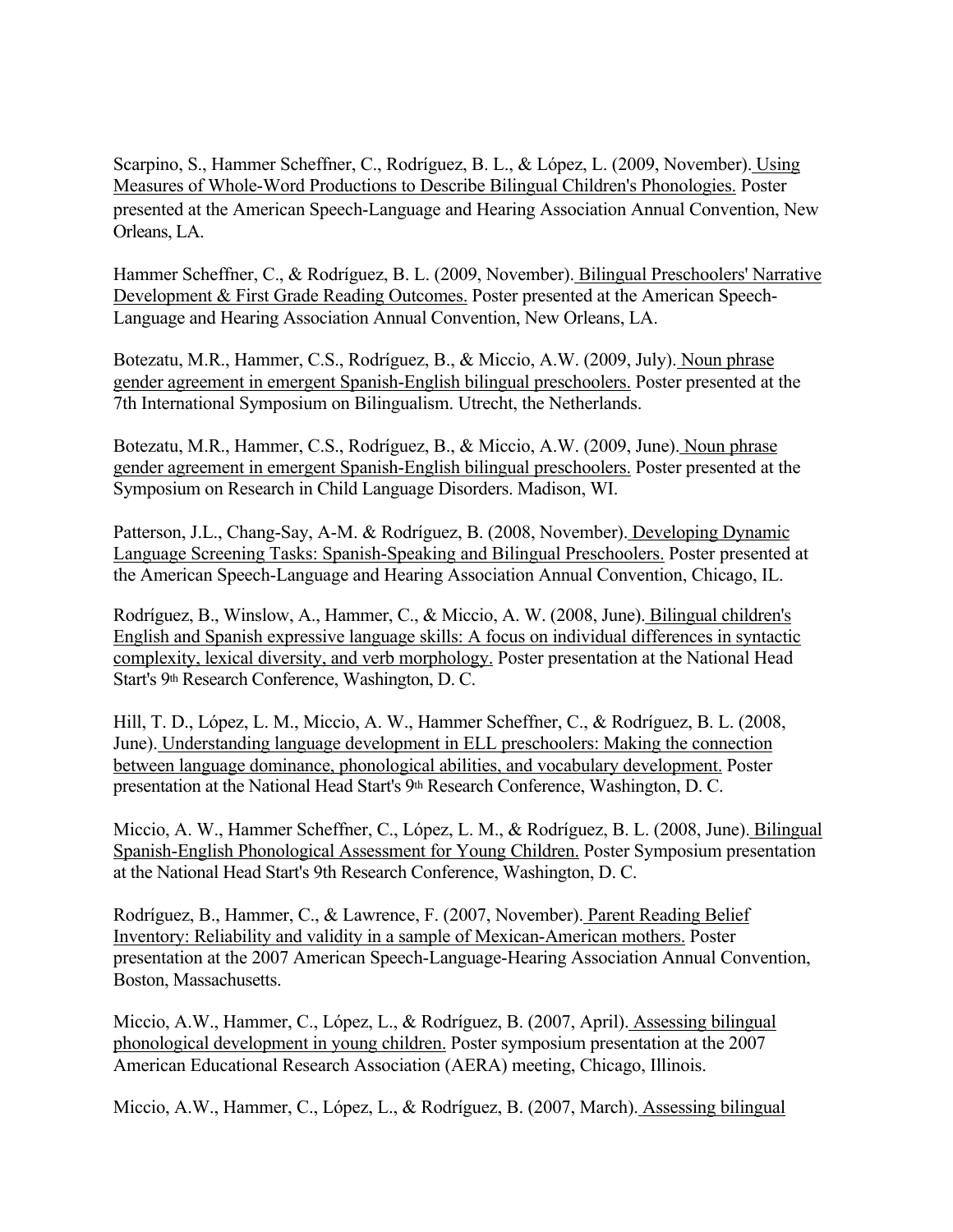Scarpino, S., Hammer Scheffner, C., Rodríguez, B. L., & López, L. (2009, November). Using Measures of Whole-Word Productions to Describe Bilingual Children's Phonologies. Poster presented at the American Speech-Language and Hearing Association Annual Convention, New Orleans, LA.

Hammer Scheffner, C., & Rodríguez, B. L. (2009, November). Bilingual Preschoolers' Narrative Development & First Grade Reading Outcomes. Poster presented at the American Speech-Language and Hearing Association Annual Convention, New Orleans, LA.

Botezatu, M.R., Hammer, C.S., Rodríguez, B., & Miccio, A.W. (2009, July). Noun phrase gender agreement in emergent Spanish-English bilingual preschoolers. Poster presented at the 7th International Symposium on Bilingualism. Utrecht, the Netherlands.

Botezatu, M.R., Hammer, C.S., Rodríguez, B., & Miccio, A.W. (2009, June). Noun phrase gender agreement in emergent Spanish-English bilingual preschoolers. Poster presented at the Symposium on Research in Child Language Disorders. Madison, WI.

Patterson, J.L., Chang-Say, A-M. & Rodríguez, B. (2008, November). Developing Dynamic Language Screening Tasks: Spanish-Speaking and Bilingual Preschoolers. Poster presented at the American Speech-Language and Hearing Association Annual Convention, Chicago, IL.

Rodríguez, B., Winslow, A., Hammer, C., & Miccio, A. W. (2008, June). Bilingual children's English and Spanish expressive language skills: A focus on individual differences in syntactic complexity, lexical diversity, and verb morphology. Poster presentation at the National Head Start's 9th Research Conference, Washington, D. C.

Hill, T. D., López, L. M., Miccio, A. W., Hammer Scheffner, C., & Rodríguez, B. L. (2008, June). Understanding language development in ELL preschoolers: Making the connection between language dominance, phonological abilities, and vocabulary development. Poster presentation at the National Head Start's 9th Research Conference, Washington, D. C.

Miccio, A. W., Hammer Scheffner, C., López, L. M., & Rodríguez, B. L. (2008, June). Bilingual Spanish-English Phonological Assessment for Young Children. Poster Symposium presentation at the National Head Start's 9th Research Conference, Washington, D. C.

Rodríguez, B., Hammer, C., & Lawrence, F. (2007, November). Parent Reading Belief Inventory: Reliability and validity in a sample of Mexican-American mothers. Poster presentation at the 2007 American Speech-Language-Hearing Association Annual Convention, Boston, Massachusetts.

Miccio, A.W., Hammer, C., López, L., & Rodríguez, B. (2007, April). Assessing bilingual phonological development in young children. Poster symposium presentation at the 2007 American Educational Research Association (AERA) meeting, Chicago, Illinois.

Miccio, A.W., Hammer, C., López, L., & Rodríguez, B. (2007, March). Assessing bilingual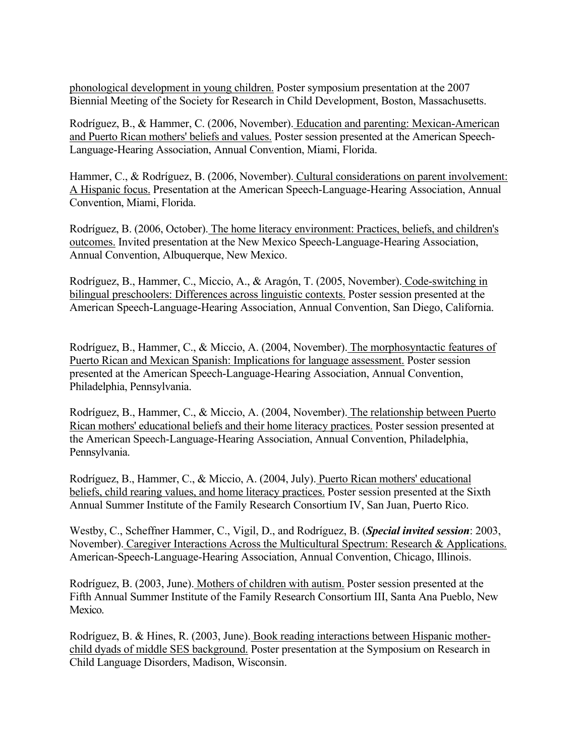phonological development in young children. Poster symposium presentation at the 2007 Biennial Meeting of the Society for Research in Child Development, Boston, Massachusetts.

Rodríguez, B., & Hammer, C. (2006, November). Education and parenting: Mexican-American and Puerto Rican mothers' beliefs and values. Poster session presented at the American Speech-Language-Hearing Association, Annual Convention, Miami, Florida.

Hammer, C., & Rodríguez, B. (2006, November). Cultural considerations on parent involvement: A Hispanic focus. Presentation at the American Speech-Language-Hearing Association, Annual Convention, Miami, Florida.

Rodríguez, B. (2006, October). The home literacy environment: Practices, beliefs, and children's outcomes. Invited presentation at the New Mexico Speech-Language-Hearing Association, Annual Convention, Albuquerque, New Mexico.

Rodríguez, B., Hammer, C., Miccio, A., & Aragón, T. (2005, November). Code-switching in bilingual preschoolers: Differences across linguistic contexts. Poster session presented at the American Speech-Language-Hearing Association, Annual Convention, San Diego, California.

Rodríguez, B., Hammer, C., & Miccio, A. (2004, November). The morphosyntactic features of Puerto Rican and Mexican Spanish: Implications for language assessment. Poster session presented at the American Speech-Language-Hearing Association, Annual Convention, Philadelphia, Pennsylvania.

Rodríguez, B., Hammer, C., & Miccio, A. (2004, November). The relationship between Puerto Rican mothers' educational beliefs and their home literacy practices. Poster session presented at the American Speech-Language-Hearing Association, Annual Convention, Philadelphia, Pennsylvania.

Rodríguez, B., Hammer, C., & Miccio, A. (2004, July). Puerto Rican mothers' educational beliefs, child rearing values, and home literacy practices. Poster session presented at the Sixth Annual Summer Institute of the Family Research Consortium IV, San Juan, Puerto Rico.

Westby, C., Scheffner Hammer, C., Vigil, D., and Rodríguez, B. (***Special invited session***: 2003, November). Caregiver Interactions Across the Multicultural Spectrum: Research & Applications. American-Speech-Language-Hearing Association, Annual Convention, Chicago, Illinois.

Rodríguez, B. (2003, June). Mothers of children with autism. Poster session presented at the Fifth Annual Summer Institute of the Family Research Consortium III, Santa Ana Pueblo, New Mexico.

Rodríguez, B. & Hines, R. (2003, June). Book reading interactions between Hispanic mother-child dyads of middle SES background. Poster presentation at the Symposium on Research in Child Language Disorders, Madison, Wisconsin.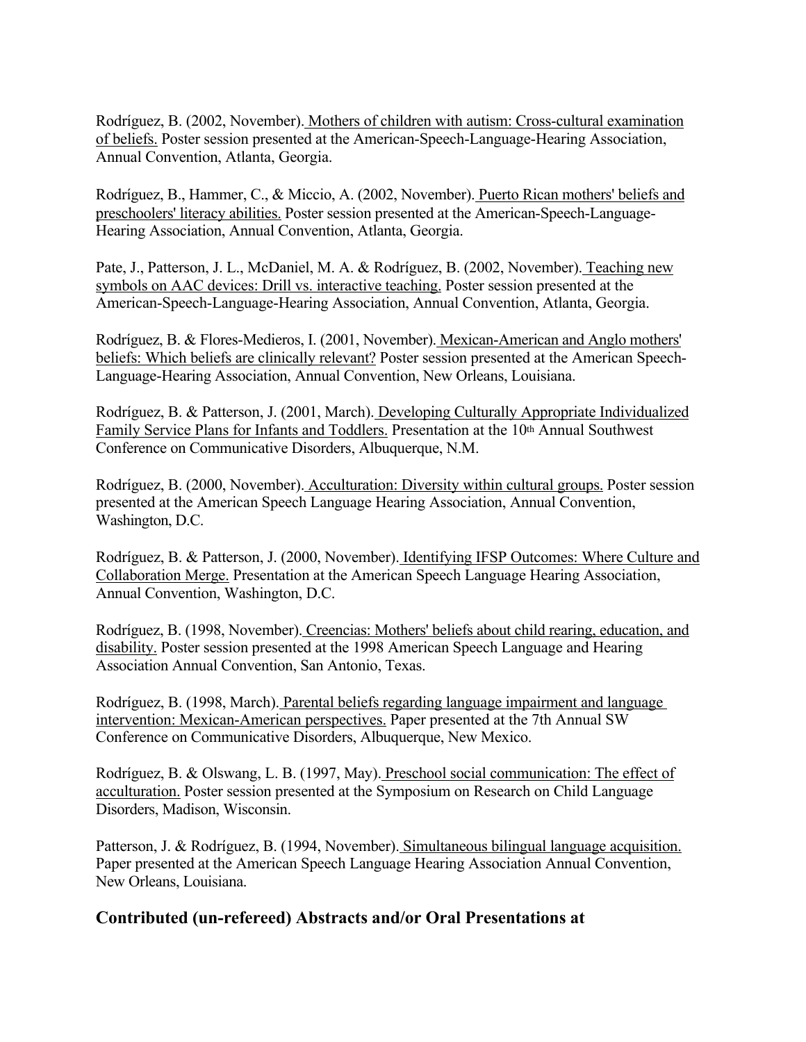Rodríguez, B. (2002, November). Mothers of children with autism: Cross-cultural examination of beliefs. Poster session presented at the American-Speech-Language-Hearing Association, Annual Convention, Atlanta, Georgia.

Rodríguez, B., Hammer, C., & Miccio, A. (2002, November). Puerto Rican mothers' beliefs and preschoolers' literacy abilities. Poster session presented at the American-Speech-Language-Hearing Association, Annual Convention, Atlanta, Georgia.

Pate, J., Patterson, J. L., McDaniel, M. A. & Rodríguez, B. (2002, November). Teaching new symbols on AAC devices: Drill vs. interactive teaching. Poster session presented at the American-Speech-Language-Hearing Association, Annual Convention, Atlanta, Georgia.

Rodríguez, B. & Flores-Medieros, I. (2001, November). Mexican-American and Anglo mothers' beliefs: Which beliefs are clinically relevant? Poster session presented at the American Speech-Language-Hearing Association, Annual Convention, New Orleans, Louisiana.

Rodríguez, B. & Patterson, J. (2001, March). Developing Culturally Appropriate Individualized Family Service Plans for Infants and Toddlers. Presentation at the 10th Annual Southwest Conference on Communicative Disorders, Albuquerque, N.M.

Rodríguez, B. (2000, November). Acculturation: Diversity within cultural groups. Poster session presented at the American Speech Language Hearing Association, Annual Convention, Washington, D.C.

Rodríguez, B. & Patterson, J. (2000, November). Identifying IFSP Outcomes: Where Culture and Collaboration Merge. Presentation at the American Speech Language Hearing Association, Annual Convention, Washington, D.C.

Rodríguez, B. (1998, November). Creencias: Mothers' beliefs about child rearing, education, and disability. Poster session presented at the 1998 American Speech Language and Hearing Association Annual Convention, San Antonio, Texas.

Rodríguez, B. (1998, March). Parental beliefs regarding language impairment and language intervention: Mexican-American perspectives. Paper presented at the 7th Annual SW Conference on Communicative Disorders, Albuquerque, New Mexico.

Rodríguez, B. & Olswang, L. B. (1997, May). Preschool social communication: The effect of acculturation. Poster session presented at the Symposium on Research on Child Language Disorders, Madison, Wisconsin.

Patterson, J. & Rodríguez, B. (1994, November). Simultaneous bilingual language acquisition. Paper presented at the American Speech Language Hearing Association Annual Convention, New Orleans, Louisiana.

## Contributed (un-refereed) Abstracts and/or Oral Presentations at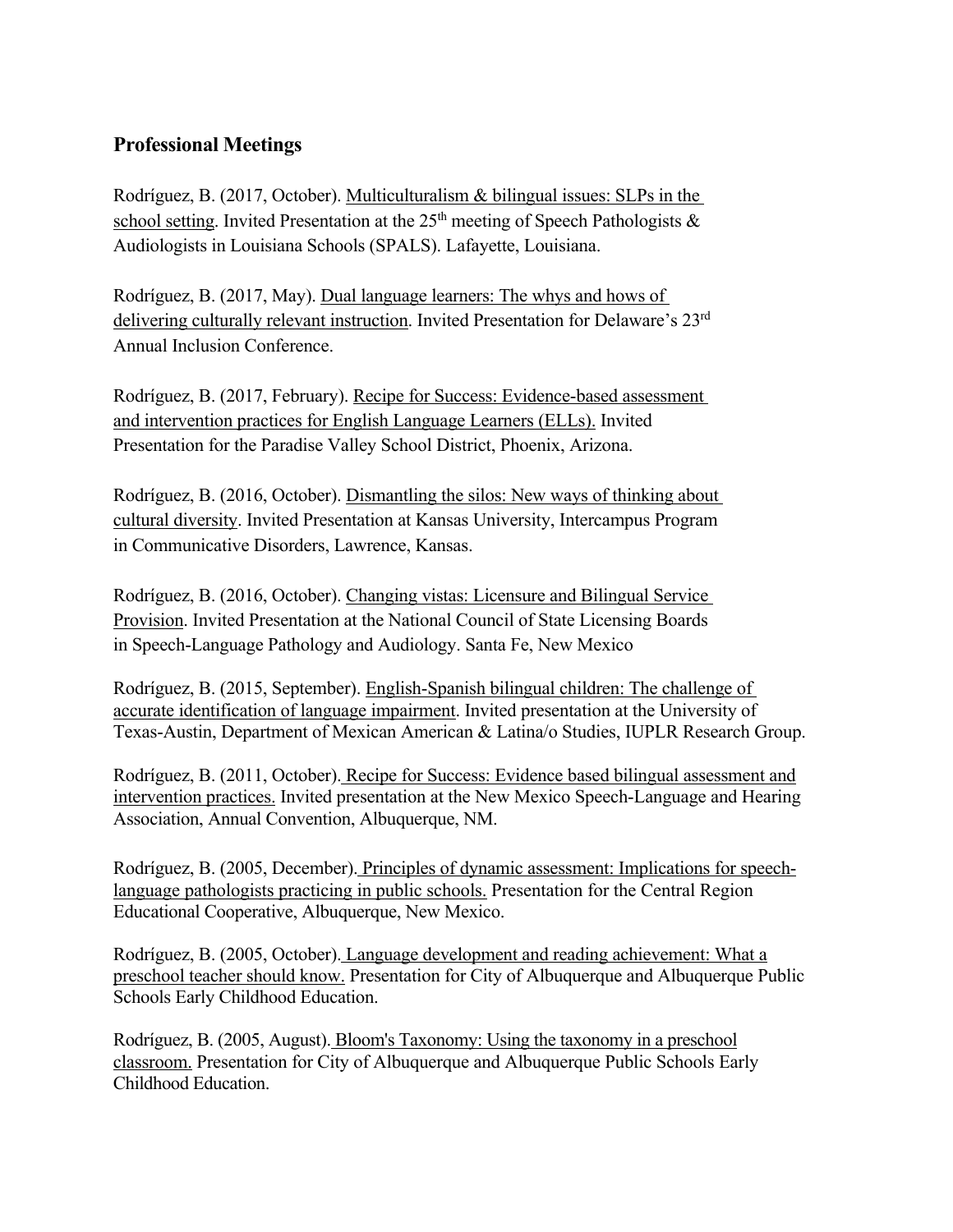## Professional Meetings

Rodríguez, B. (2017, October). <u>Multiculturalism & bilingual issues: SLPs in the school setting</u>. Invited Presentation at the 25th meeting of Speech Pathologists & Audiologists in Louisiana Schools (SPALS). Lafayette, Louisiana.

Rodríguez, B. (2017, May). <u>Dual language learners: The whys and hows of delivering culturally relevant instruction</u>. Invited Presentation for Delaware's 23rd Annual Inclusion Conference.

Rodríguez, B. (2017, February). <u>Recipe for Success: Evidence-based assessment and intervention practices for English Language Learners (ELLs).</u> Invited Presentation for the Paradise Valley School District, Phoenix, Arizona.

Rodríguez, B. (2016, October). <u>Dismantling the silos: New ways of thinking about cultural diversity</u>. Invited Presentation at Kansas University, Intercampus Program in Communicative Disorders, Lawrence, Kansas.

Rodríguez, B. (2016, October). <u>Changing vistas: Licensure and Bilingual Service Provision</u>. Invited Presentation at the National Council of State Licensing Boards in Speech-Language Pathology and Audiology. Santa Fe, New Mexico

Rodríguez, B. (2015, September). <u>English-Spanish bilingual children: The challenge of accurate identification of language impairment</u>. Invited presentation at the University of Texas-Austin, Department of Mexican American & Latina/o Studies, IUPLR Research Group.

Rodríguez, B. (2011, October). <u>Recipe for Success: Evidence based bilingual assessment and intervention practices.</u> Invited presentation at the New Mexico Speech-Language and Hearing Association, Annual Convention, Albuquerque, NM.

Rodríguez, B. (2005, December). <u>Principles of dynamic assessment: Implications for speech-language pathologists practicing in public schools.</u> Presentation for the Central Region Educational Cooperative, Albuquerque, New Mexico.

Rodríguez, B. (2005, October). <u>Language development and reading achievement: What a preschool teacher should know.</u> Presentation for City of Albuquerque and Albuquerque Public Schools Early Childhood Education.

Rodríguez, B. (2005, August). <u>Bloom's Taxonomy: Using the taxonomy in a preschool classroom.</u> Presentation for City of Albuquerque and Albuquerque Public Schools Early Childhood Education.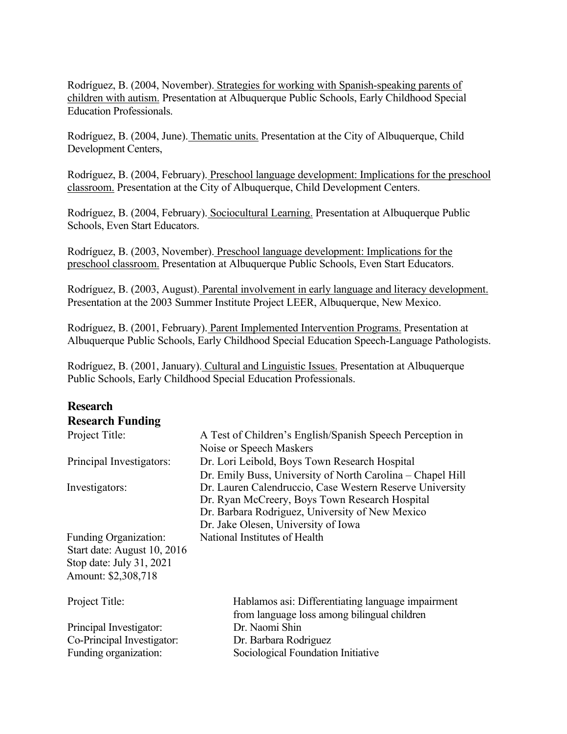Rodríguez, B. (2004, November). Strategies for working with Spanish-speaking parents of children with autism. Presentation at Albuquerque Public Schools, Early Childhood Special Education Professionals.

Rodríguez, B. (2004, June). Thematic units. Presentation at the City of Albuquerque, Child Development Centers,

Rodríguez, B. (2004, February). Preschool language development: Implications for the preschool classroom. Presentation at the City of Albuquerque, Child Development Centers.

Rodríguez, B. (2004, February). Sociocultural Learning. Presentation at Albuquerque Public Schools, Even Start Educators.

Rodríguez, B. (2003, November). Preschool language development: Implications for the preschool classroom. Presentation at Albuquerque Public Schools, Even Start Educators.

Rodríguez, B. (2003, August). Parental involvement in early language and literacy development. Presentation at the 2003 Summer Institute Project LEER, Albuquerque, New Mexico.

Rodríguez, B. (2001, February). Parent Implemented Intervention Programs. Presentation at Albuquerque Public Schools, Early Childhood Special Education Speech-Language Pathologists.

Rodríguez, B. (2001, January). Cultural and Linguistic Issues. Presentation at Albuquerque Public Schools, Early Childhood Special Education Professionals.

## Research

### Research Funding

Project Title: A Test of Children's English/Spanish Speech Perception in Noise or Speech Maskers
Principal Investigators: Dr. Lori Leibold, Boys Town Research Hospital
Dr. Emily Buss, University of North Carolina – Chapel Hill
Investigators: Dr. Lauren Calendruccio, Case Western Reserve University
Dr. Ryan McCreery, Boys Town Research Hospital
Dr. Barbara Rodriguez, University of New Mexico
Dr. Jake Olesen, University of Iowa
Funding Organization: National Institutes of Health
Start date: August 10, 2016
Stop date: July 31, 2021
Amount: $2,308,718

Project Title: Hablamos asi: Differentiating language impairment from language loss among bilingual children
Principal Investigator: Dr. Naomi Shin
Co-Principal Investigator: Dr. Barbara Rodriguez
Funding organization: Sociological Foundation Initiative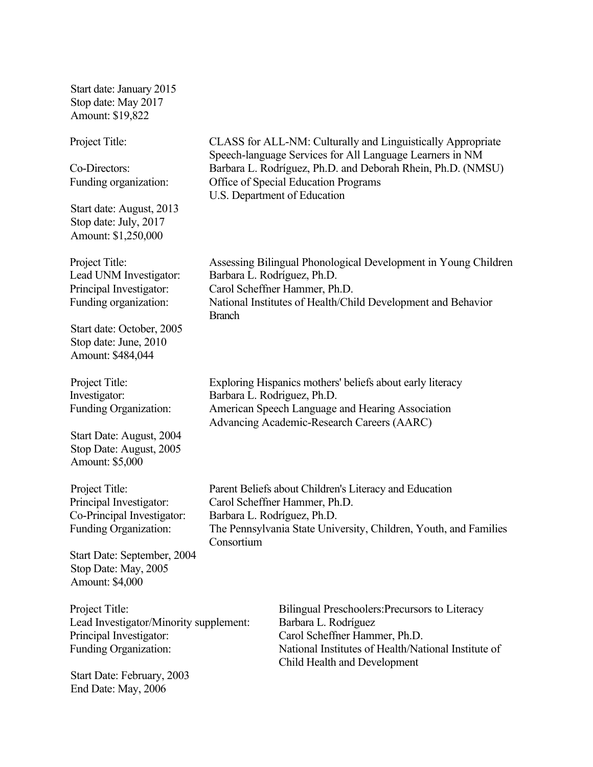Start date: January 2015
Stop date: May 2017
Amount: $19,822

Project Title: CLASS for ALL-NM: Culturally and Linguistically Appropriate Speech-language Services for All Language Learners in NM
Co-Directors: Barbara L. Rodríguez, Ph.D. and Deborah Rhein, Ph.D. (NMSU)
Funding organization: Office of Special Education Programs
U.S. Department of Education
Start date: August, 2013
Stop date: July, 2017
Amount: $1,250,000

Project Title: Assessing Bilingual Phonological Development in Young Children
Lead UNM Investigator: Barbara L. Rodríguez, Ph.D.
Principal Investigator: Carol Scheffner Hammer, Ph.D.
Funding organization: National Institutes of Health/Child Development and Behavior Branch
Start date: October, 2005
Stop date: June, 2010
Amount: $484,044

Project Title: Exploring Hispanics mothers' beliefs about early literacy
Investigator: Barbara L. Rodriguez, Ph.D.
Funding Organization: American Speech Language and Hearing Association
Advancing Academic-Research Careers (AARC)
Start Date: August, 2004
Stop Date: August, 2005
Amount: $5,000

Project Title: Parent Beliefs about Children's Literacy and Education
Principal Investigator: Carol Scheffner Hammer, Ph.D.
Co-Principal Investigator: Barbara L. Rodríguez, Ph.D.
Funding Organization: The Pennsylvania State University, Children, Youth, and Families Consortium
Start Date: September, 2004
Stop Date: May, 2005
Amount: $4,000

Project Title: Bilingual Preschoolers:Precursors to Literacy
Lead Investigator/Minority supplement: Barbara L. Rodríguez
Principal Investigator: Carol Scheffner Hammer, Ph.D.
Funding Organization: National Institutes of Health/National Institute of Child Health and Development
Start Date: February, 2003
End Date: May, 2006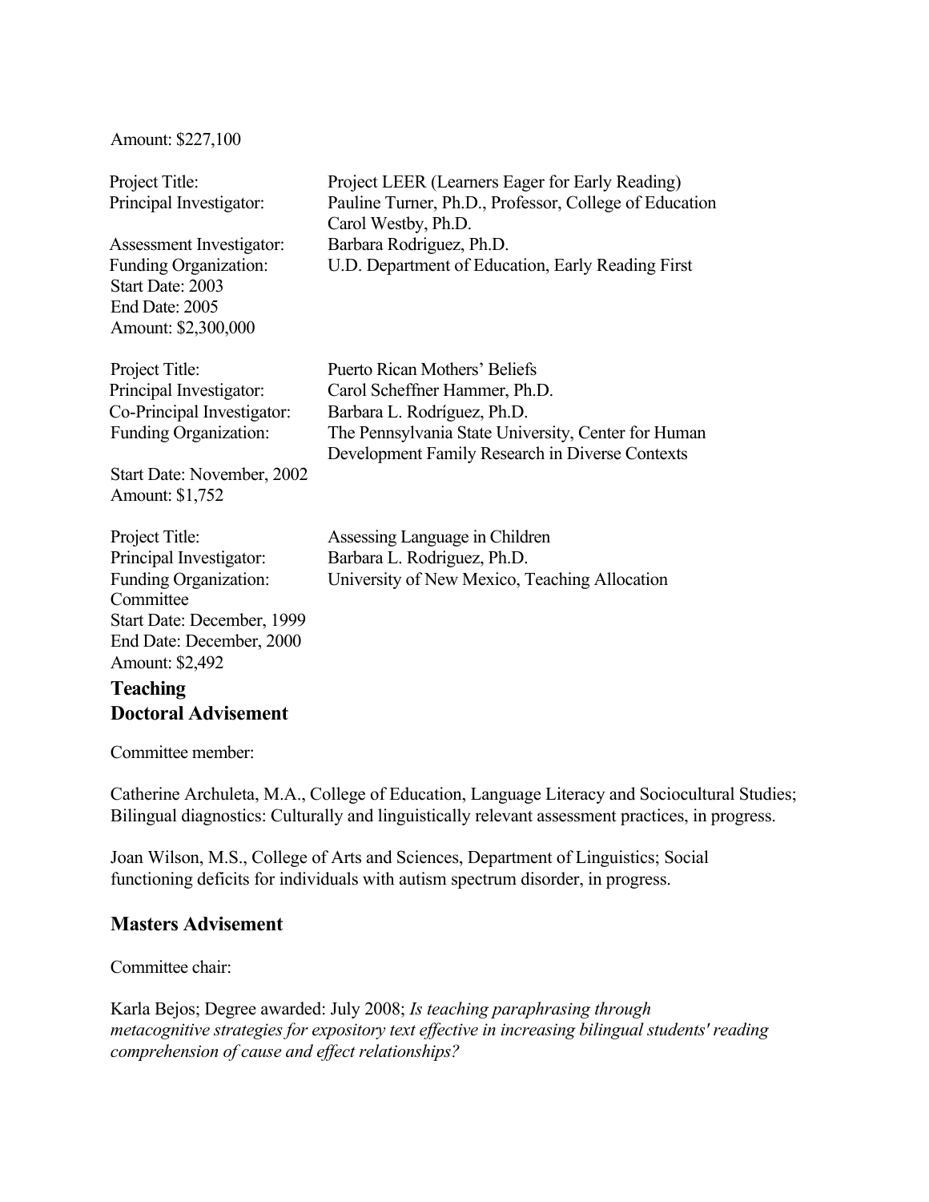Amount: $227,100

Project Title: Project LEER (Learners Eager for Early Reading)
Principal Investigator: Pauline Turner, Ph.D., Professor, College of Education
Carol Westby, Ph.D.
Assessment Investigator: Barbara Rodriguez, Ph.D.
Funding Organization: U.D. Department of Education, Early Reading First
Start Date: 2003
End Date: 2005
Amount: $2,300,000

Project Title: Puerto Rican Mothers' Beliefs
Principal Investigator: Carol Scheffner Hammer, Ph.D.
Co-Principal Investigator: Barbara L. Rodríguez, Ph.D.
Funding Organization: The Pennsylvania State University, Center for Human Development Family Research in Diverse Contexts
Start Date: November, 2002
Amount: $1,752

Project Title: Assessing Language in Children
Principal Investigator: Barbara L. Rodriguez, Ph.D.
Funding Organization: University of New Mexico, Teaching Allocation Committee
Start Date: December, 1999
End Date: December, 2000
Amount: $2,492

## Teaching

## Doctoral Advisement

Committee member:

Catherine Archuleta, M.A., College of Education, Language Literacy and Sociocultural Studies; Bilingual diagnostics: Culturally and linguistically relevant assessment practices, in progress.

Joan Wilson, M.S., College of Arts and Sciences, Department of Linguistics; Social functioning deficits for individuals with autism spectrum disorder, in progress.

## Masters Advisement

Committee chair:

Karla Bejos; Degree awarded: July 2008; *Is teaching paraphrasing through metacognitive strategies for expository text effective in increasing bilingual students' reading comprehension of cause and effect relationships?*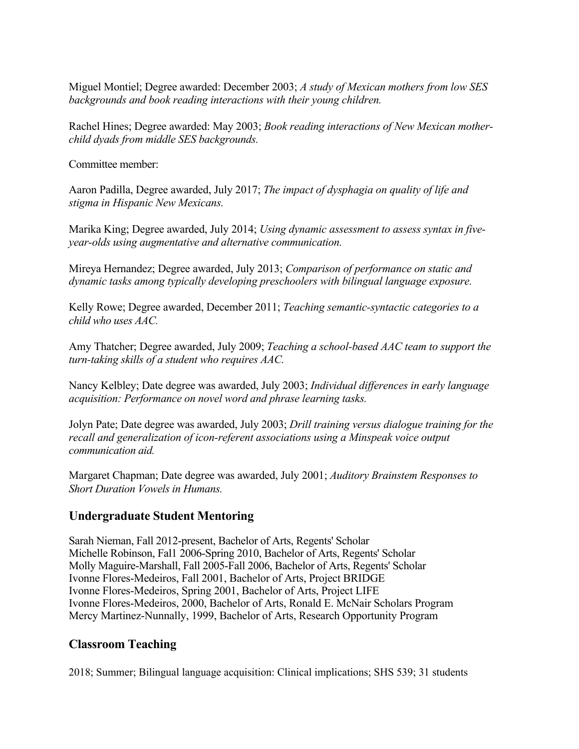Miguel Montiel; Degree awarded: December 2003; *A study of Mexican mothers from low SES backgrounds and book reading interactions with their young children.*

Rachel Hines; Degree awarded: May 2003; *Book reading interactions of New Mexican mother-child dyads from middle SES backgrounds.*

Committee member:

Aaron Padilla, Degree awarded, July 2017; *The impact of dysphagia on quality of life and stigma in Hispanic New Mexicans.*

Marika King; Degree awarded, July 2014; *Using dynamic assessment to assess syntax in five-year-olds using augmentative and alternative communication.*

Mireya Hernandez; Degree awarded, July 2013; *Comparison of performance on static and dynamic tasks among typically developing preschoolers with bilingual language exposure.*

Kelly Rowe; Degree awarded, December 2011; *Teaching semantic-syntactic categories to a child who uses AAC.*

Amy Thatcher; Degree awarded, July 2009; *Teaching a school-based AAC team to support the turn-taking skills of a student who requires AAC.*

Nancy Kelbley; Date degree was awarded, July 2003; *Individual differences in early language acquisition: Performance on novel word and phrase learning tasks.*

Jolyn Pate; Date degree was awarded, July 2003; *Drill training versus dialogue training for the recall and generalization of icon-referent associations using a Minspeak voice output communication aid.*

Margaret Chapman; Date degree was awarded, July 2001; *Auditory Brainstem Responses to Short Duration Vowels in Humans.*

## Undergraduate Student Mentoring

Sarah Nieman, Fall 2012-present, Bachelor of Arts, Regents' Scholar
Michelle Robinson, Fal1 2006-Spring 2010, Bachelor of Arts, Regents' Scholar
Molly Maguire-Marshall, Fall 2005-Fall 2006, Bachelor of Arts, Regents' Scholar
Ivonne Flores-Medeiros, Fall 2001, Bachelor of Arts, Project BRIDGE
Ivonne Flores-Medeiros, Spring 2001, Bachelor of Arts, Project LIFE
Ivonne Flores-Medeiros, 2000, Bachelor of Arts, Ronald E. McNair Scholars Program
Mercy Martinez-Nunnally, 1999, Bachelor of Arts, Research Opportunity Program

## Classroom Teaching

2018; Summer; Bilingual language acquisition: Clinical implications; SHS 539; 31 students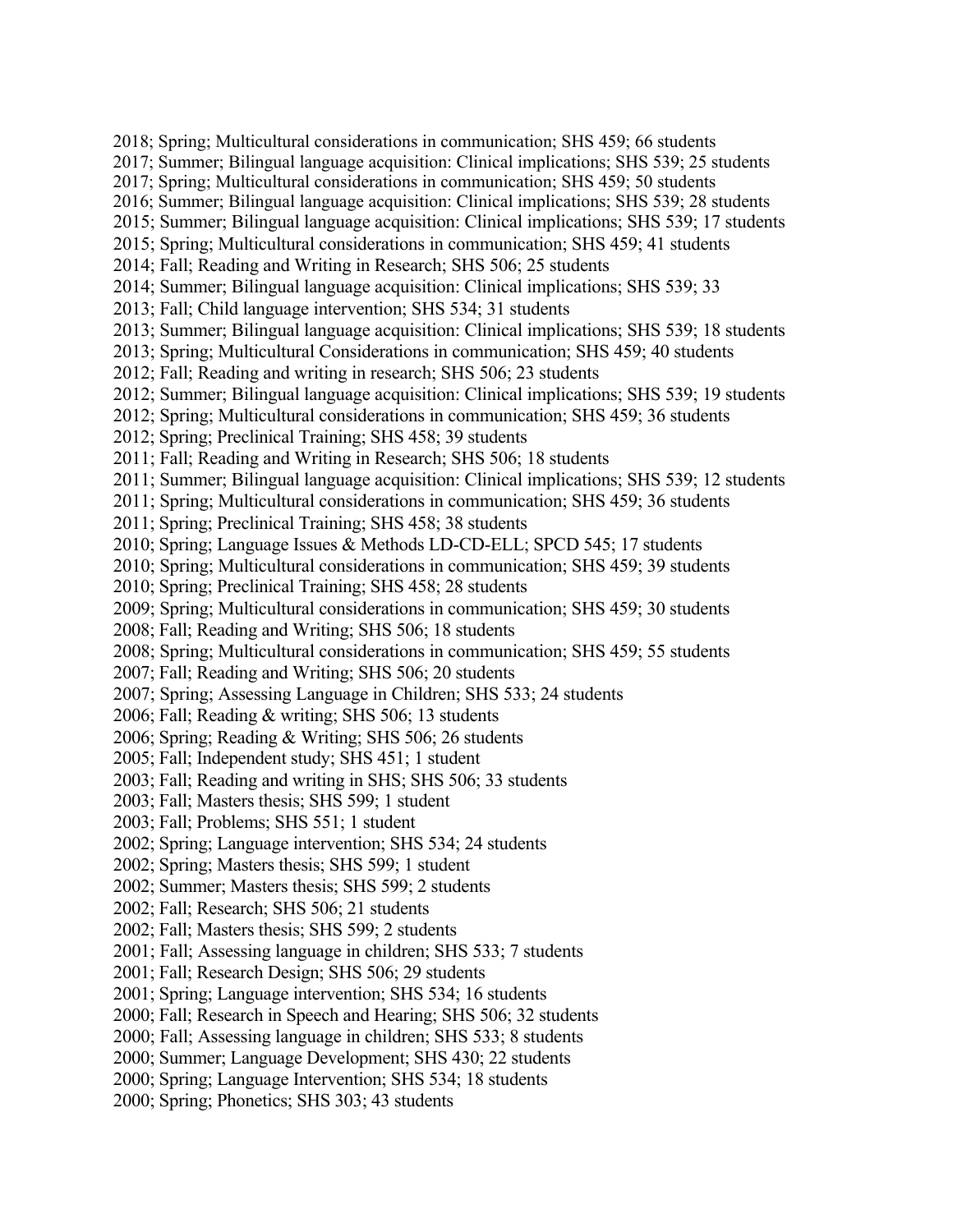2018; Spring; Multicultural considerations in communication; SHS 459; 66 students
2017; Summer; Bilingual language acquisition: Clinical implications; SHS 539; 25 students
2017; Spring; Multicultural considerations in communication; SHS 459; 50 students
2016; Summer; Bilingual language acquisition: Clinical implications; SHS 539; 28 students
2015; Summer; Bilingual language acquisition: Clinical implications; SHS 539; 17 students
2015; Spring; Multicultural considerations in communication; SHS 459; 41 students
2014; Fall; Reading and Writing in Research; SHS 506; 25 students
2014; Summer; Bilingual language acquisition: Clinical implications; SHS 539; 33
2013; Fall; Child language intervention; SHS 534; 31 students
2013; Summer; Bilingual language acquisition: Clinical implications; SHS 539; 18 students
2013; Spring; Multicultural Considerations in communication; SHS 459; 40 students
2012; Fall; Reading and writing in research; SHS 506; 23 students
2012; Summer; Bilingual language acquisition: Clinical implications; SHS 539; 19 students
2012; Spring; Multicultural considerations in communication; SHS 459; 36 students
2012; Spring; Preclinical Training; SHS 458; 39 students
2011; Fall; Reading and Writing in Research; SHS 506; 18 students
2011; Summer; Bilingual language acquisition: Clinical implications; SHS 539; 12 students
2011; Spring; Multicultural considerations in communication; SHS 459; 36 students
2011; Spring; Preclinical Training; SHS 458; 38 students
2010; Spring; Language Issues & Methods LD-CD-ELL; SPCD 545; 17 students
2010; Spring; Multicultural considerations in communication; SHS 459; 39 students
2010; Spring; Preclinical Training; SHS 458; 28 students
2009; Spring; Multicultural considerations in communication; SHS 459; 30 students
2008; Fall; Reading and Writing; SHS 506; 18 students
2008; Spring; Multicultural considerations in communication; SHS 459; 55 students
2007; Fall; Reading and Writing; SHS 506; 20 students
2007; Spring; Assessing Language in Children; SHS 533; 24 students
2006; Fall; Reading & writing; SHS 506; 13 students
2006; Spring; Reading & Writing; SHS 506; 26 students
2005; Fall; Independent study; SHS 451; 1 student
2003; Fall; Reading and writing in SHS; SHS 506; 33 students
2003; Fall; Masters thesis; SHS 599; 1 student
2003; Fall; Problems; SHS 551; 1 student
2002; Spring; Language intervention; SHS 534; 24 students
2002; Spring; Masters thesis; SHS 599; 1 student
2002; Summer; Masters thesis; SHS 599; 2 students
2002; Fall; Research; SHS 506; 21 students
2002; Fall; Masters thesis; SHS 599; 2 students
2001; Fall; Assessing language in children; SHS 533; 7 students
2001; Fall; Research Design; SHS 506; 29 students
2001; Spring; Language intervention; SHS 534; 16 students
2000; Fall; Research in Speech and Hearing; SHS 506; 32 students
2000; Fall; Assessing language in children; SHS 533; 8 students
2000; Summer; Language Development; SHS 430; 22 students
2000; Spring; Language Intervention; SHS 534; 18 students
2000; Spring; Phonetics; SHS 303; 43 students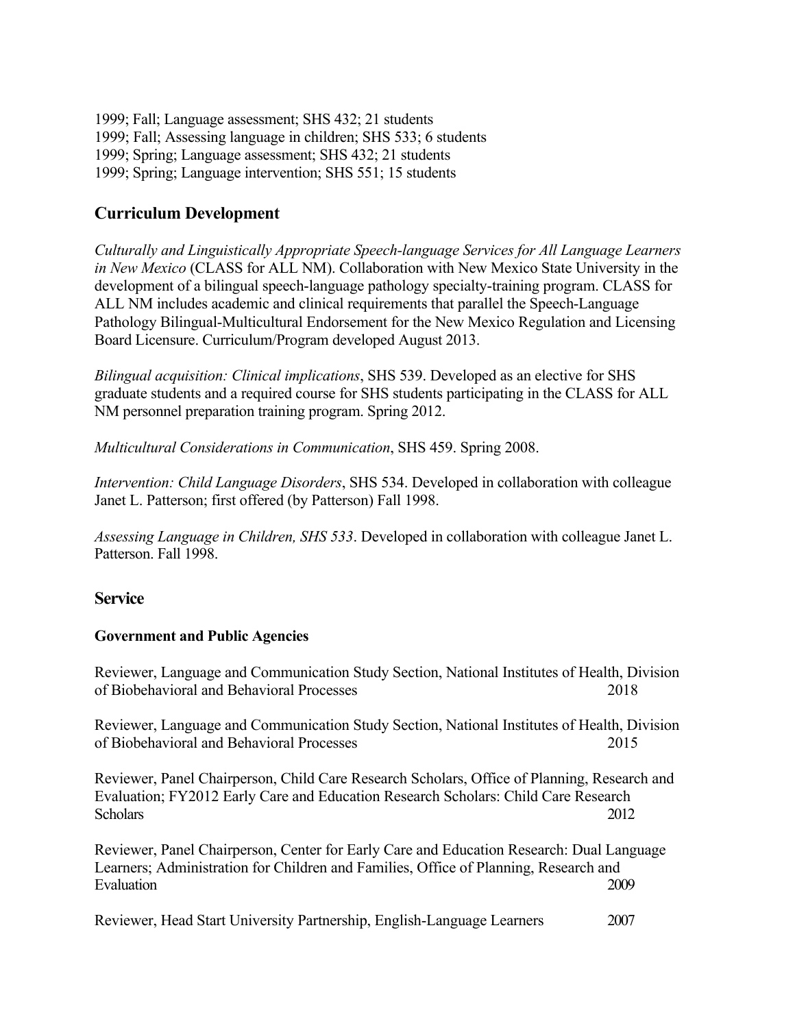1999; Fall; Language assessment; SHS 432; 21 students
1999; Fall; Assessing language in children; SHS 533; 6 students
1999; Spring; Language assessment; SHS 432; 21 students
1999; Spring; Language intervention; SHS 551; 15 students

## Curriculum Development

*Culturally and Linguistically Appropriate Speech-language Services for All Language Learners in New Mexico* (CLASS for ALL NM). Collaboration with New Mexico State University in the development of a bilingual speech-language pathology specialty-training program. CLASS for ALL NM includes academic and clinical requirements that parallel the Speech-Language Pathology Bilingual-Multicultural Endorsement for the New Mexico Regulation and Licensing Board Licensure. Curriculum/Program developed August 2013.

*Bilingual acquisition: Clinical implications*, SHS 539. Developed as an elective for SHS graduate students and a required course for SHS students participating in the CLASS for ALL NM personnel preparation training program. Spring 2012.

*Multicultural Considerations in Communication*, SHS 459. Spring 2008.

*Intervention: Child Language Disorders*, SHS 534. Developed in collaboration with colleague Janet L. Patterson; first offered (by Patterson) Fall 1998.

*Assessing Language in Children, SHS 533*. Developed in collaboration with colleague Janet L. Patterson. Fall 1998.

## Service

### Government and Public Agencies

Reviewer, Language and Communication Study Section, National Institutes of Health, Division of Biobehavioral and Behavioral Processes 2018

Reviewer, Language and Communication Study Section, National Institutes of Health, Division of Biobehavioral and Behavioral Processes 2015

Reviewer, Panel Chairperson, Child Care Research Scholars, Office of Planning, Research and Evaluation; FY2012 Early Care and Education Research Scholars: Child Care Research Scholars 2012

Reviewer, Panel Chairperson, Center for Early Care and Education Research: Dual Language Learners; Administration for Children and Families, Office of Planning, Research and Evaluation 2009

Reviewer, Head Start University Partnership, English-Language Learners 2007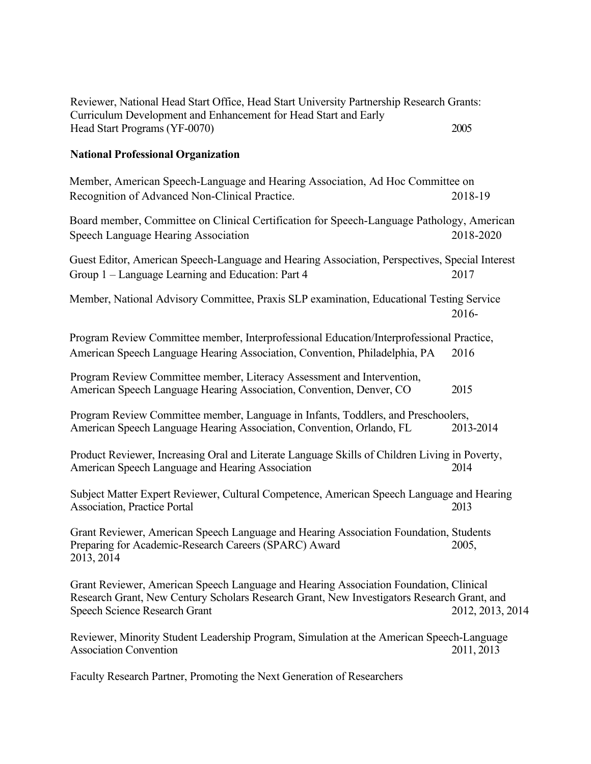Reviewer, National Head Start Office, Head Start University Partnership Research Grants: Curriculum Development and Enhancement for Head Start and Early Head Start Programs (YF-0070) 2005

**National Professional Organization**

Member, American Speech-Language and Hearing Association, Ad Hoc Committee on Recognition of Advanced Non-Clinical Practice. 2018-19

Board member, Committee on Clinical Certification for Speech-Language Pathology, American Speech Language Hearing Association 2018-2020

Guest Editor, American Speech-Language and Hearing Association, Perspectives, Special Interest Group 1 – Language Learning and Education: Part 4 2017

Member, National Advisory Committee, Praxis SLP examination, Educational Testing Service 2016-

Program Review Committee member, Interprofessional Education/Interprofessional Practice, American Speech Language Hearing Association, Convention, Philadelphia, PA 2016

Program Review Committee member, Literacy Assessment and Intervention, American Speech Language Hearing Association, Convention, Denver, CO 2015

Program Review Committee member, Language in Infants, Toddlers, and Preschoolers, American Speech Language Hearing Association, Convention, Orlando, FL 2013-2014

Product Reviewer, Increasing Oral and Literate Language Skills of Children Living in Poverty, American Speech Language and Hearing Association 2014

Subject Matter Expert Reviewer, Cultural Competence, American Speech Language and Hearing Association, Practice Portal 2013

Grant Reviewer, American Speech Language and Hearing Association Foundation, Students Preparing for Academic-Research Careers (SPARC) Award 2005, 2013, 2014

Grant Reviewer, American Speech Language and Hearing Association Foundation, Clinical Research Grant, New Century Scholars Research Grant, New Investigators Research Grant, and Speech Science Research Grant 2012, 2013, 2014

Reviewer, Minority Student Leadership Program, Simulation at the American Speech-Language Association Convention 2011, 2013

Faculty Research Partner, Promoting the Next Generation of Researchers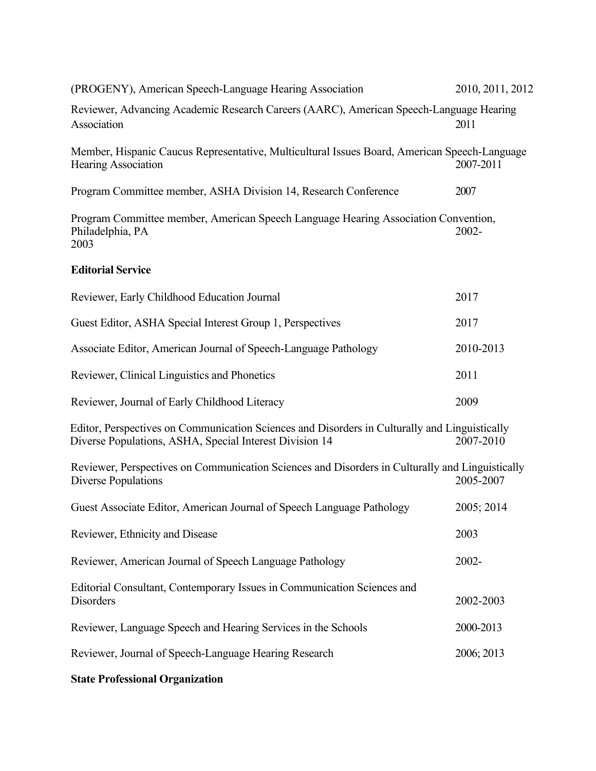(PROGENY), American Speech-Language Hearing Association 2010, 2011, 2012

Reviewer, Advancing Academic Research Careers (AARC), American Speech-Language Hearing Association 2011

Member, Hispanic Caucus Representative, Multicultural Issues Board, American Speech-Language Hearing Association 2007-2011

Program Committee member, ASHA Division 14, Research Conference 2007

Program Committee member, American Speech Language Hearing Association Convention, Philadelphia, PA 2002-2003

**Editorial Service**

Reviewer, Early Childhood Education Journal 2017

Guest Editor, ASHA Special Interest Group 1, Perspectives 2017

Associate Editor, American Journal of Speech-Language Pathology 2010-2013

Reviewer, Clinical Linguistics and Phonetics 2011

Reviewer, Journal of Early Childhood Literacy 2009

Editor, Perspectives on Communication Sciences and Disorders in Culturally and Linguistically Diverse Populations, ASHA, Special Interest Division 14 2007-2010

Reviewer, Perspectives on Communication Sciences and Disorders in Culturally and Linguistically Diverse Populations 2005-2007

Guest Associate Editor, American Journal of Speech Language Pathology 2005; 2014

Reviewer, Ethnicity and Disease 2003

Reviewer, American Journal of Speech Language Pathology 2002-

Editorial Consultant, Contemporary Issues in Communication Sciences and Disorders 2002-2003

Reviewer, Language Speech and Hearing Services in the Schools 2000-2013

Reviewer, Journal of Speech-Language Hearing Research 2006; 2013

**State Professional Organization**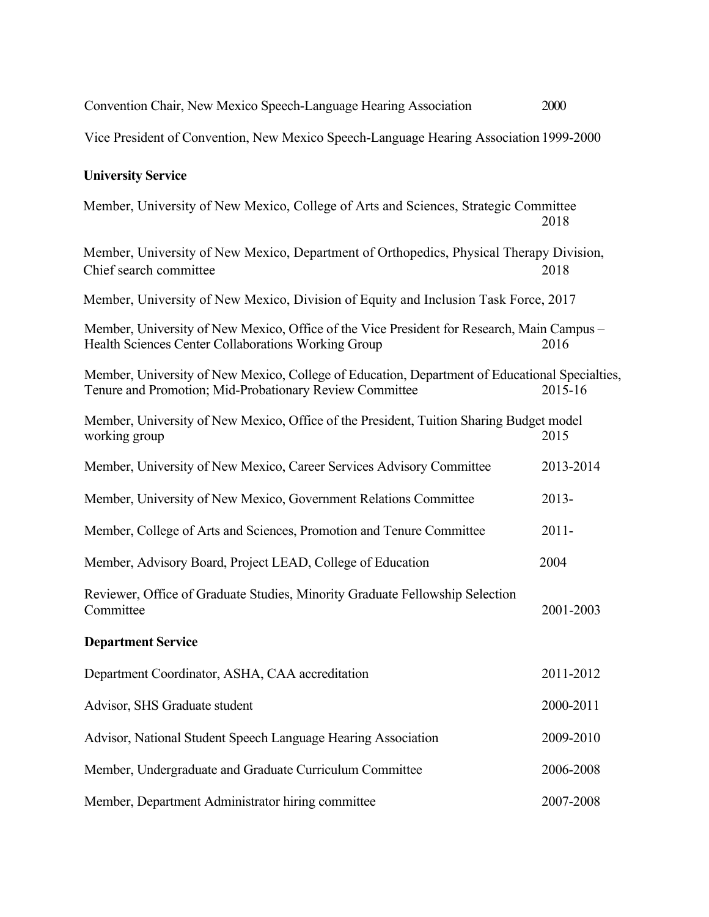Convention Chair, New Mexico Speech-Language Hearing Association 2000

Vice President of Convention, New Mexico Speech-Language Hearing Association 1999-2000

**University Service**

Member, University of New Mexico, College of Arts and Sciences, Strategic Committee 2018

Member, University of New Mexico, Department of Orthopedics, Physical Therapy Division, Chief search committee 2018

Member, University of New Mexico, Division of Equity and Inclusion Task Force, 2017

Member, University of New Mexico, Office of the Vice President for Research, Main Campus – Health Sciences Center Collaborations Working Group 2016

Member, University of New Mexico, College of Education, Department of Educational Specialties, Tenure and Promotion; Mid-Probationary Review Committee 2015-16

Member, University of New Mexico, Office of the President, Tuition Sharing Budget model working group 2015

Member, University of New Mexico, Career Services Advisory Committee 2013-2014

Member, University of New Mexico, Government Relations Committee 2013-

Member, College of Arts and Sciences, Promotion and Tenure Committee 2011-

Member, Advisory Board, Project LEAD, College of Education 2004

Reviewer, Office of Graduate Studies, Minority Graduate Fellowship Selection Committee 2001-2003

**Department Service**

Department Coordinator, ASHA, CAA accreditation 2011-2012

Advisor, SHS Graduate student 2000-2011

Advisor, National Student Speech Language Hearing Association 2009-2010

Member, Undergraduate and Graduate Curriculum Committee 2006-2008

Member, Department Administrator hiring committee 2007-2008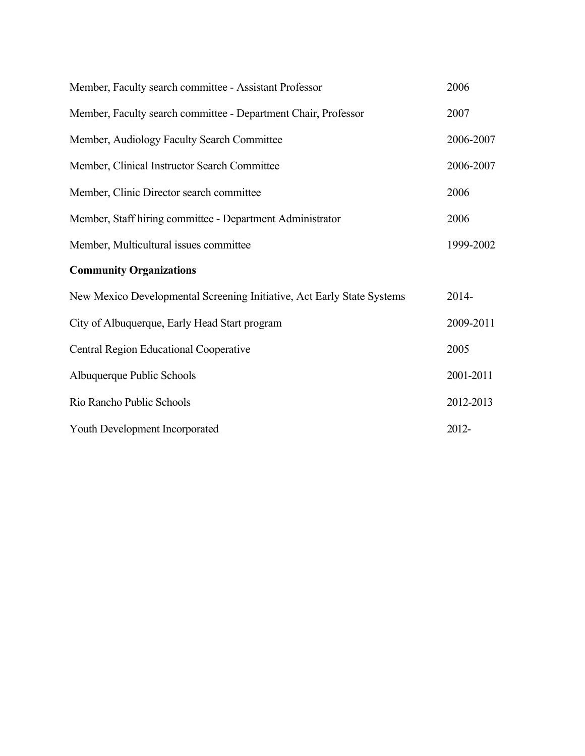| | |
|---|---|
| Member, Faculty search committee - Assistant Professor | 2006 |
| Member, Faculty search committee - Department Chair, Professor | 2007 |
| Member, Audiology Faculty Search Committee | 2006-2007 |
| Member, Clinical Instructor Search Committee | 2006-2007 |
| Member, Clinic Director search committee | 2006 |
| Member, Staff hiring committee - Department Administrator | 2006 |
| Member, Multicultural issues committee | 1999-2002 |

**Community Organizations**

| | |
|---|---|
| New Mexico Developmental Screening Initiative, Act Early State Systems | 2014- |
| City of Albuquerque, Early Head Start program | 2009-2011 |
| Central Region Educational Cooperative | 2005 |
| Albuquerque Public Schools | 2001-2011 |
| Rio Rancho Public Schools | 2012-2013 |
| Youth Development Incorporated | 2012- |